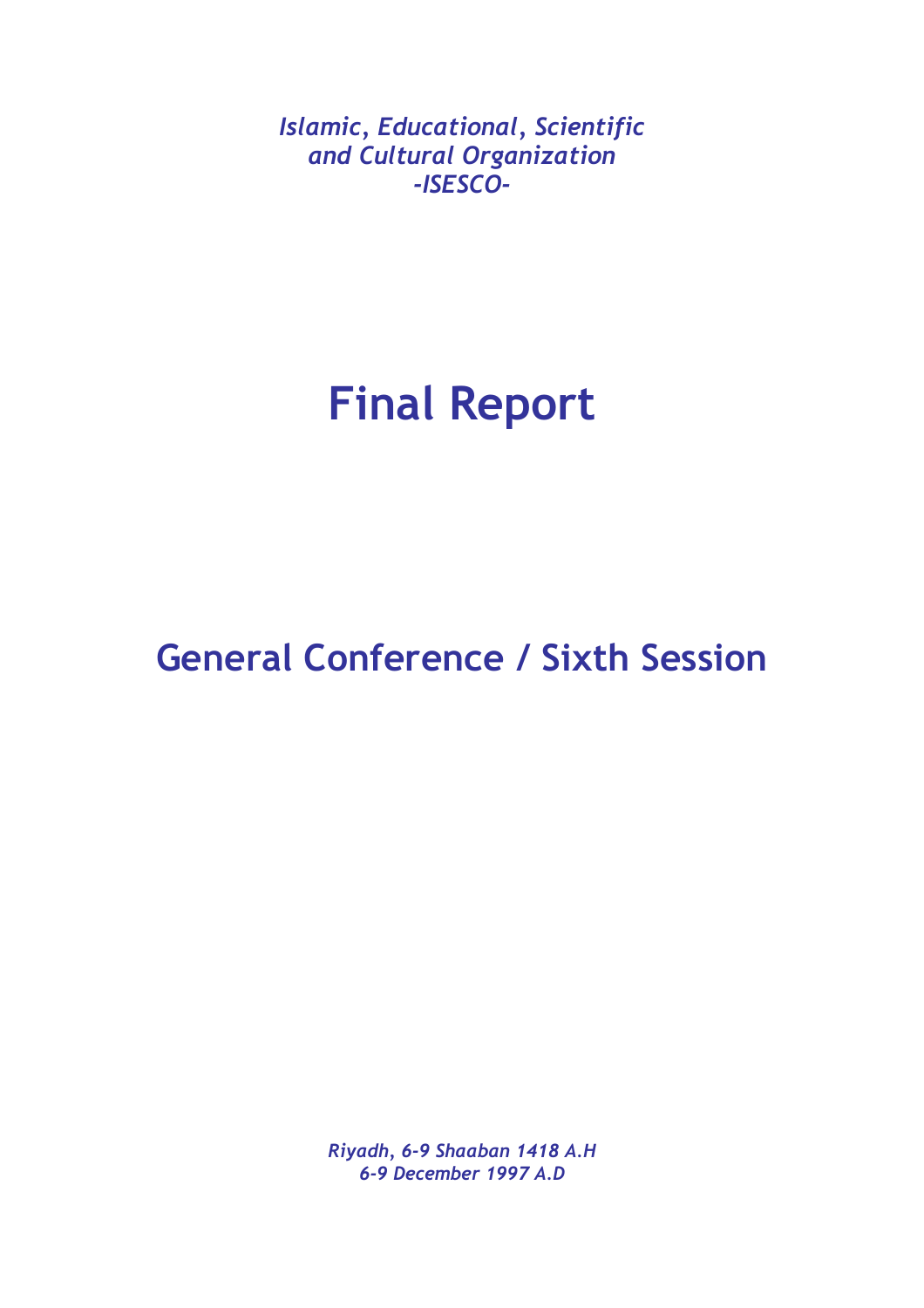*Islamic, Educational, Scientific and Cultural Organization -ISESCO-*

# Final Report

## General Conference / Sixth Session

*Riyadh, 6-9 Shaaban 1418 A.H*
*6-9 December 1997 A.D*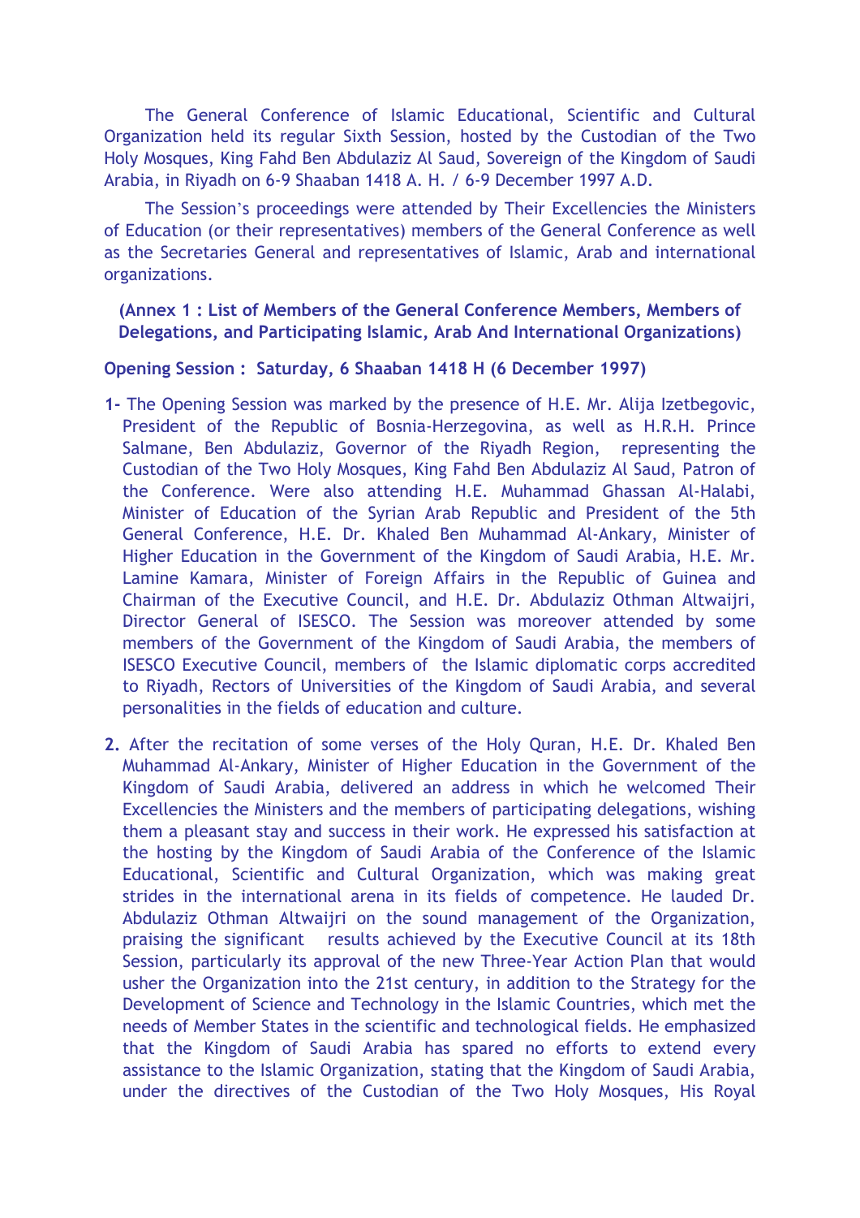The General Conference of Islamic Educational, Scientific and Cultural Organization held its regular Sixth Session, hosted by the Custodian of the Two Holy Mosques, King Fahd Ben Abdulaziz Al Saud, Sovereign of the Kingdom of Saudi Arabia, in Riyadh on 6-9 Shaaban 1418 A. H. / 6-9 December 1997 A.D.

The Session's proceedings were attended by Their Excellencies the Ministers of Education (or their representatives) members of the General Conference as well as the Secretaries General and representatives of Islamic, Arab and international organizations.

**(Annex 1 : List of Members of the General Conference Members, Members of Delegations, and Participating Islamic, Arab And International Organizations)**

**Opening Session : Saturday, 6 Shaaban 1418 H (6 December 1997)**

**1-** The Opening Session was marked by the presence of H.E. Mr. Alija Izetbegovic, President of the Republic of Bosnia-Herzegovina, as well as H.R.H. Prince Salmane, Ben Abdulaziz, Governor of the Riyadh Region, representing the Custodian of the Two Holy Mosques, King Fahd Ben Abdulaziz Al Saud, Patron of the Conference. Were also attending H.E. Muhammad Ghassan Al-Halabi, Minister of Education of the Syrian Arab Republic and President of the 5th General Conference, H.E. Dr. Khaled Ben Muhammad Al-Ankary, Minister of Higher Education in the Government of the Kingdom of Saudi Arabia, H.E. Mr. Lamine Kamara, Minister of Foreign Affairs in the Republic of Guinea and Chairman of the Executive Council, and H.E. Dr. Abdulaziz Othman Altwaijri, Director General of ISESCO. The Session was moreover attended by some members of the Government of the Kingdom of Saudi Arabia, the members of ISESCO Executive Council, members of the Islamic diplomatic corps accredited to Riyadh, Rectors of Universities of the Kingdom of Saudi Arabia, and several personalities in the fields of education and culture.

**2.** After the recitation of some verses of the Holy Quran, H.E. Dr. Khaled Ben Muhammad Al-Ankary, Minister of Higher Education in the Government of the Kingdom of Saudi Arabia, delivered an address in which he welcomed Their Excellencies the Ministers and the members of participating delegations, wishing them a pleasant stay and success in their work. He expressed his satisfaction at the hosting by the Kingdom of Saudi Arabia of the Conference of the Islamic Educational, Scientific and Cultural Organization, which was making great strides in the international arena in its fields of competence. He lauded Dr. Abdulaziz Othman Altwaijri on the sound management of the Organization, praising the significant results achieved by the Executive Council at its 18th Session, particularly its approval of the new Three-Year Action Plan that would usher the Organization into the 21st century, in addition to the Strategy for the Development of Science and Technology in the Islamic Countries, which met the needs of Member States in the scientific and technological fields. He emphasized that the Kingdom of Saudi Arabia has spared no efforts to extend every assistance to the Islamic Organization, stating that the Kingdom of Saudi Arabia, under the directives of the Custodian of the Two Holy Mosques, His Royal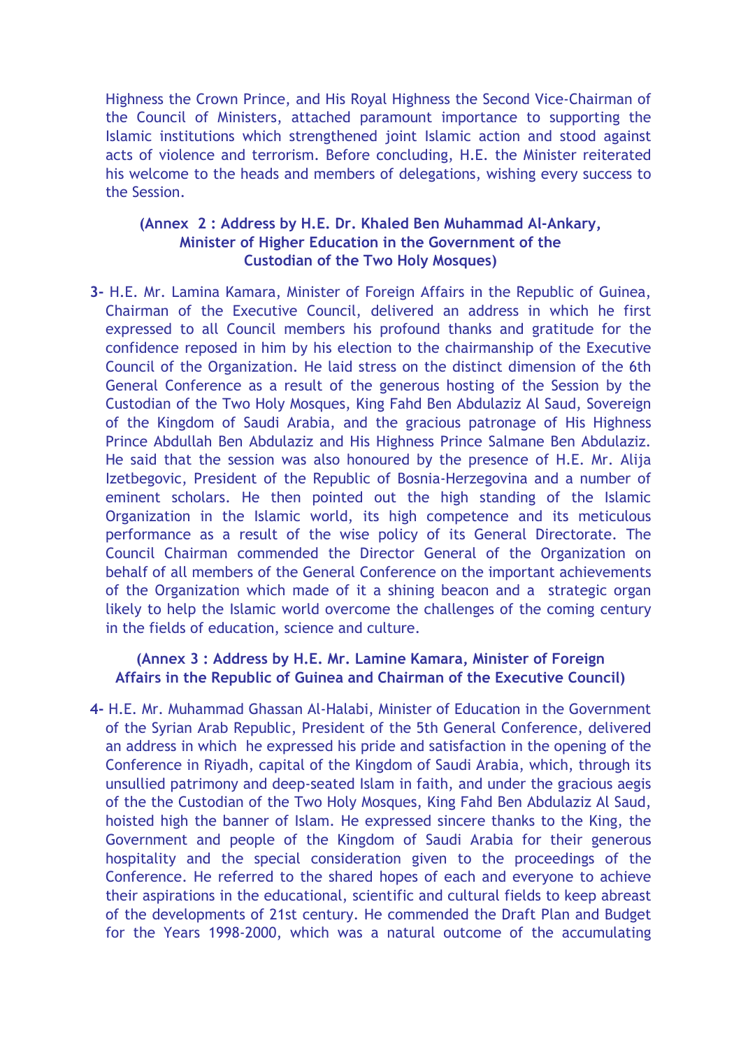Highness the Crown Prince, and His Royal Highness the Second Vice-Chairman of the Council of Ministers, attached paramount importance to supporting the Islamic institutions which strengthened joint Islamic action and stood against acts of violence and terrorism. Before concluding, H.E. the Minister reiterated his welcome to the heads and members of delegations, wishing every success to the Session.

**(Annex 2 : Address by H.E. Dr. Khaled Ben Muhammad Al-Ankary, Minister of Higher Education in the Government of the Custodian of the Two Holy Mosques)**

**3-** H.E. Mr. Lamina Kamara, Minister of Foreign Affairs in the Republic of Guinea, Chairman of the Executive Council, delivered an address in which he first expressed to all Council members his profound thanks and gratitude for the confidence reposed in him by his election to the chairmanship of the Executive Council of the Organization. He laid stress on the distinct dimension of the 6th General Conference as a result of the generous hosting of the Session by the Custodian of the Two Holy Mosques, King Fahd Ben Abdulaziz Al Saud, Sovereign of the Kingdom of Saudi Arabia, and the gracious patronage of His Highness Prince Abdullah Ben Abdulaziz and His Highness Prince Salmane Ben Abdulaziz. He said that the session was also honoured by the presence of H.E. Mr. Alija Izetbegovic, President of the Republic of Bosnia-Herzegovina and a number of eminent scholars. He then pointed out the high standing of the Islamic Organization in the Islamic world, its high competence and its meticulous performance as a result of the wise policy of its General Directorate. The Council Chairman commended the Director General of the Organization on behalf of all members of the General Conference on the important achievements of the Organization which made of it a shining beacon and a strategic organ likely to help the Islamic world overcome the challenges of the coming century in the fields of education, science and culture.

**(Annex 3 : Address by H.E. Mr. Lamine Kamara, Minister of Foreign Affairs in the Republic of Guinea and Chairman of the Executive Council)**

**4-** H.E. Mr. Muhammad Ghassan Al-Halabi, Minister of Education in the Government of the Syrian Arab Republic, President of the 5th General Conference, delivered an address in which he expressed his pride and satisfaction in the opening of the Conference in Riyadh, capital of the Kingdom of Saudi Arabia, which, through its unsullied patrimony and deep-seated Islam in faith, and under the gracious aegis of the the Custodian of the Two Holy Mosques, King Fahd Ben Abdulaziz Al Saud, hoisted high the banner of Islam. He expressed sincere thanks to the King, the Government and people of the Kingdom of Saudi Arabia for their generous hospitality and the special consideration given to the proceedings of the Conference. He referred to the shared hopes of each and everyone to achieve their aspirations in the educational, scientific and cultural fields to keep abreast of the developments of 21st century. He commended the Draft Plan and Budget for the Years 1998-2000, which was a natural outcome of the accumulating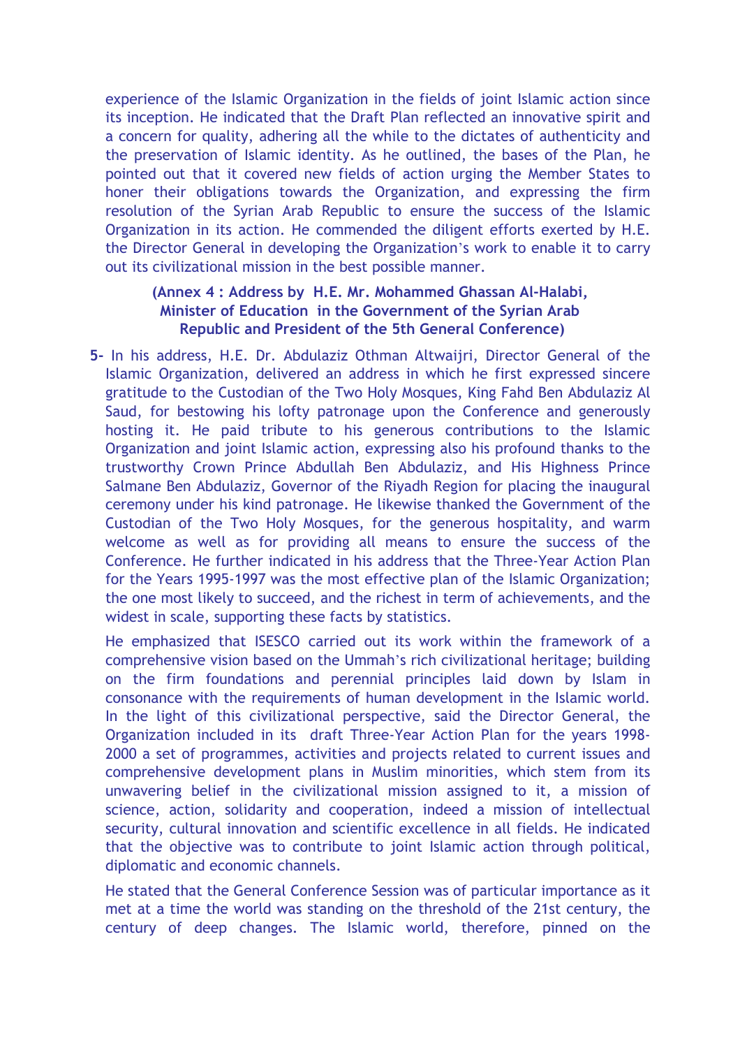experience of the Islamic Organization in the fields of joint Islamic action since its inception. He indicated that the Draft Plan reflected an innovative spirit and a concern for quality, adhering all the while to the dictates of authenticity and the preservation of Islamic identity. As he outlined, the bases of the Plan, he pointed out that it covered new fields of action urging the Member States to honer their obligations towards the Organization, and expressing the firm resolution of the Syrian Arab Republic to ensure the success of the Islamic Organization in its action. He commended the diligent efforts exerted by H.E. the Director General in developing the Organization's work to enable it to carry out its civilizational mission in the best possible manner.

**(Annex 4 : Address by H.E. Mr. Mohammed Ghassan Al-Halabi, Minister of Education in the Government of the Syrian Arab Republic and President of the 5th General Conference)**

**5-** In his address, H.E. Dr. Abdulaziz Othman Altwaijri, Director General of the Islamic Organization, delivered an address in which he first expressed sincere gratitude to the Custodian of the Two Holy Mosques, King Fahd Ben Abdulaziz Al Saud, for bestowing his lofty patronage upon the Conference and generously hosting it. He paid tribute to his generous contributions to the Islamic Organization and joint Islamic action, expressing also his profound thanks to the trustworthy Crown Prince Abdullah Ben Abdulaziz, and His Highness Prince Salmane Ben Abdulaziz, Governor of the Riyadh Region for placing the inaugural ceremony under his kind patronage. He likewise thanked the Government of the Custodian of the Two Holy Mosques, for the generous hospitality, and warm welcome as well as for providing all means to ensure the success of the Conference. He further indicated in his address that the Three-Year Action Plan for the Years 1995-1997 was the most effective plan of the Islamic Organization; the one most likely to succeed, and the richest in term of achievements, and the widest in scale, supporting these facts by statistics.

He emphasized that ISESCO carried out its work within the framework of a comprehensive vision based on the Ummah's rich civilizational heritage; building on the firm foundations and perennial principles laid down by Islam in consonance with the requirements of human development in the Islamic world. In the light of this civilizational perspective, said the Director General, the Organization included in its draft Three-Year Action Plan for the years 1998-2000 a set of programmes, activities and projects related to current issues and comprehensive development plans in Muslim minorities, which stem from its unwavering belief in the civilizational mission assigned to it, a mission of science, action, solidarity and cooperation, indeed a mission of intellectual security, cultural innovation and scientific excellence in all fields. He indicated that the objective was to contribute to joint Islamic action through political, diplomatic and economic channels.

He stated that the General Conference Session was of particular importance as it met at a time the world was standing on the threshold of the 21st century, the century of deep changes. The Islamic world, therefore, pinned on the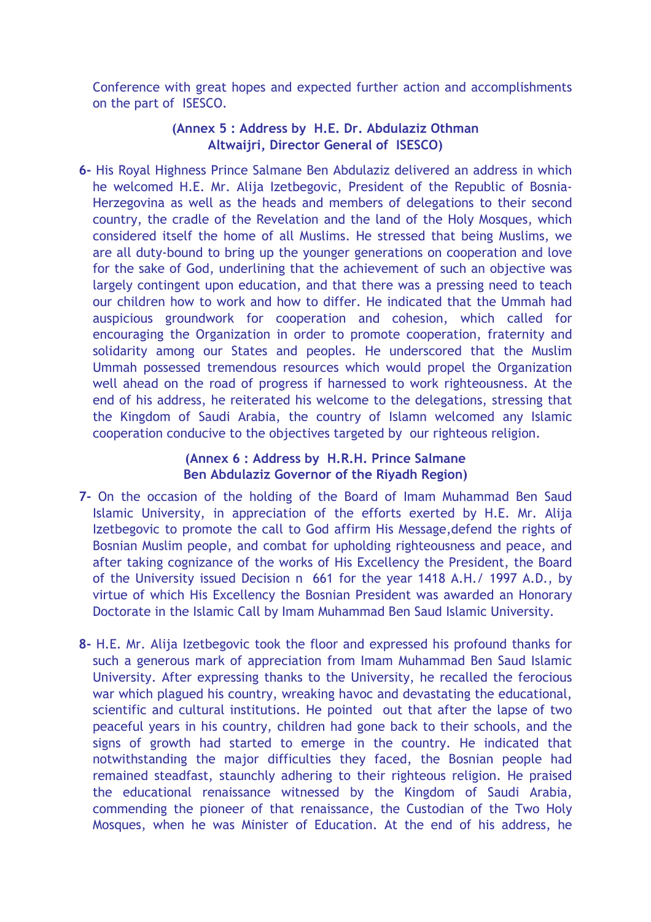Conference with great hopes and expected further action and accomplishments on the part of ISESCO.

**(Annex 5 : Address by H.E. Dr. Abdulaziz Othman Altwaijri, Director General of ISESCO)**

**6-** His Royal Highness Prince Salmane Ben Abdulaziz delivered an address in which he welcomed H.E. Mr. Alija Izetbegovic, President of the Republic of Bosnia-Herzegovina as well as the heads and members of delegations to their second country, the cradle of the Revelation and the land of the Holy Mosques, which considered itself the home of all Muslims. He stressed that being Muslims, we are all duty-bound to bring up the younger generations on cooperation and love for the sake of God, underlining that the achievement of such an objective was largely contingent upon education, and that there was a pressing need to teach our children how to work and how to differ. He indicated that the Ummah had auspicious groundwork for cooperation and cohesion, which called for encouraging the Organization in order to promote cooperation, fraternity and solidarity among our States and peoples. He underscored that the Muslim Ummah possessed tremendous resources which would propel the Organization well ahead on the road of progress if harnessed to work righteousness. At the end of his address, he reiterated his welcome to the delegations, stressing that the Kingdom of Saudi Arabia, the country of Islamn welcomed any Islamic cooperation conducive to the objectives targeted by our righteous religion.

**(Annex 6 : Address by H.R.H. Prince Salmane Ben Abdulaziz Governor of the Riyadh Region)**

**7-** On the occasion of the holding of the Board of Imam Muhammad Ben Saud Islamic University, in appreciation of the efforts exerted by H.E. Mr. Alija Izetbegovic to promote the call to God affirm His Message,defend the rights of Bosnian Muslim people, and combat for upholding righteousness and peace, and after taking cognizance of the works of His Excellency the President, the Board of the University issued Decision n 661 for the year 1418 A.H./ 1997 A.D., by virtue of which His Excellency the Bosnian President was awarded an Honorary Doctorate in the Islamic Call by Imam Muhammad Ben Saud Islamic University.

**8-** H.E. Mr. Alija Izetbegovic took the floor and expressed his profound thanks for such a generous mark of appreciation from Imam Muhammad Ben Saud Islamic University. After expressing thanks to the University, he recalled the ferocious war which plagued his country, wreaking havoc and devastating the educational, scientific and cultural institutions. He pointed out that after the lapse of two peaceful years in his country, children had gone back to their schools, and the signs of growth had started to emerge in the country. He indicated that notwithstanding the major difficulties they faced, the Bosnian people had remained steadfast, staunchly adhering to their righteous religion. He praised the educational renaissance witnessed by the Kingdom of Saudi Arabia, commending the pioneer of that renaissance, the Custodian of the Two Holy Mosques, when he was Minister of Education. At the end of his address, he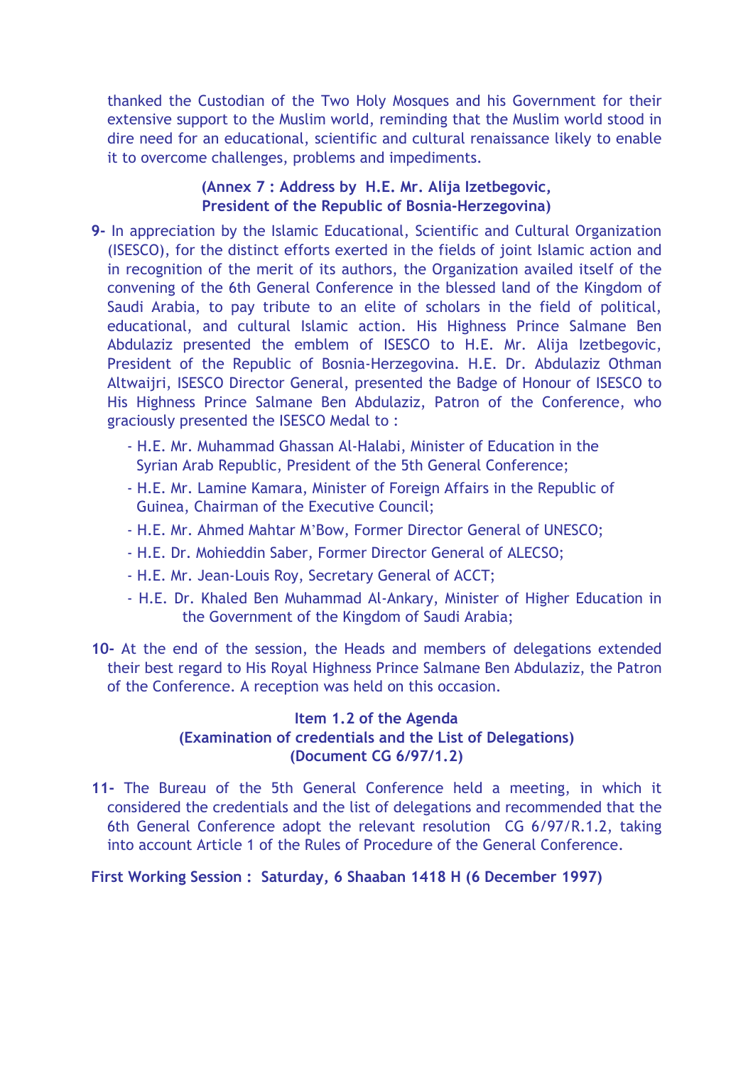thanked the Custodian of the Two Holy Mosques and his Government for their extensive support to the Muslim world, reminding that the Muslim world stood in dire need for an educational, scientific and cultural renaissance likely to enable it to overcome challenges, problems and impediments.

**(Annex 7 : Address by H.E. Mr. Alija Izetbegovic, President of the Republic of Bosnia-Herzegovina)**

**9-** In appreciation by the Islamic Educational, Scientific and Cultural Organization (ISESCO), for the distinct efforts exerted in the fields of joint Islamic action and in recognition of the merit of its authors, the Organization availed itself of the convening of the 6th General Conference in the blessed land of the Kingdom of Saudi Arabia, to pay tribute to an elite of scholars in the field of political, educational, and cultural Islamic action. His Highness Prince Salmane Ben Abdulaziz presented the emblem of ISESCO to H.E. Mr. Alija Izetbegovic, President of the Republic of Bosnia-Herzegovina. H.E. Dr. Abdulaziz Othman Altwaijri, ISESCO Director General, presented the Badge of Honour of ISESCO to His Highness Prince Salmane Ben Abdulaziz, Patron of the Conference, who graciously presented the ISESCO Medal to :

- H.E. Mr. Muhammad Ghassan Al-Halabi, Minister of Education in the Syrian Arab Republic, President of the 5th General Conference;
- H.E. Mr. Lamine Kamara, Minister of Foreign Affairs in the Republic of Guinea, Chairman of the Executive Council;
- H.E. Mr. Ahmed Mahtar M'Bow, Former Director General of UNESCO;
- H.E. Dr. Mohieddin Saber, Former Director General of ALECSO;
- H.E. Mr. Jean-Louis Roy, Secretary General of ACCT;
- H.E. Dr. Khaled Ben Muhammad Al-Ankary, Minister of Higher Education in the Government of the Kingdom of Saudi Arabia;

**10-** At the end of the session, the Heads and members of delegations extended their best regard to His Royal Highness Prince Salmane Ben Abdulaziz, the Patron of the Conference. A reception was held on this occasion.

**Item 1.2 of the Agenda**
**(Examination of credentials and the List of Delegations)**
**(Document CG 6/97/1.2)**

**11-** The Bureau of the 5th General Conference held a meeting, in which it considered the credentials and the list of delegations and recommended that the 6th General Conference adopt the relevant resolution CG 6/97/R.1.2, taking into account Article 1 of the Rules of Procedure of the General Conference.

**First Working Session : Saturday, 6 Shaaban 1418 H (6 December 1997)**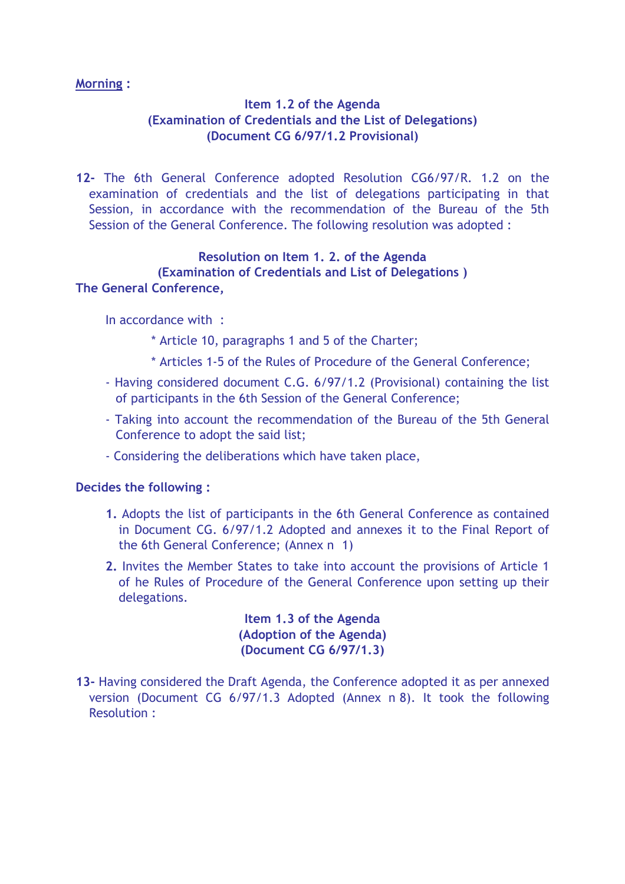__Morning__ :

**Item 1.2 of the Agenda**
**(Examination of Credentials and the List of Delegations)**
**(Document CG 6/97/1.2 Provisional)**

**12-** The 6th General Conference adopted Resolution CG6/97/R. 1.2 on the examination of credentials and the list of delegations participating in that Session, in accordance with the recommendation of the Bureau of the 5th Session of the General Conference. The following resolution was adopted :

**Resolution on Item 1. 2. of the Agenda**
**(Examination of Credentials and List of Delegations )**

**The General Conference,**

In accordance with :

* Article 10, paragraphs 1 and 5 of the Charter;
* Articles 1-5 of the Rules of Procedure of the General Conference;

- Having considered document C.G. 6/97/1.2 (Provisional) containing the list of participants in the 6th Session of the General Conference;
- Taking into account the recommendation of the Bureau of the 5th General Conference to adopt the said list;
- Considering the deliberations which have taken place,

**Decides the following :**

**1.** Adopts the list of participants in the 6th General Conference as contained in Document CG. 6/97/1.2 Adopted and annexes it to the Final Report of the 6th General Conference; (Annex n 1)

**2.** Invites the Member States to take into account the provisions of Article 1 of he Rules of Procedure of the General Conference upon setting up their delegations.

**Item 1.3 of the Agenda**
**(Adoption of the Agenda)**
**(Document CG 6/97/1.3)**

**13-** Having considered the Draft Agenda, the Conference adopted it as per annexed version (Document CG 6/97/1.3 Adopted (Annex n 8). It took the following Resolution :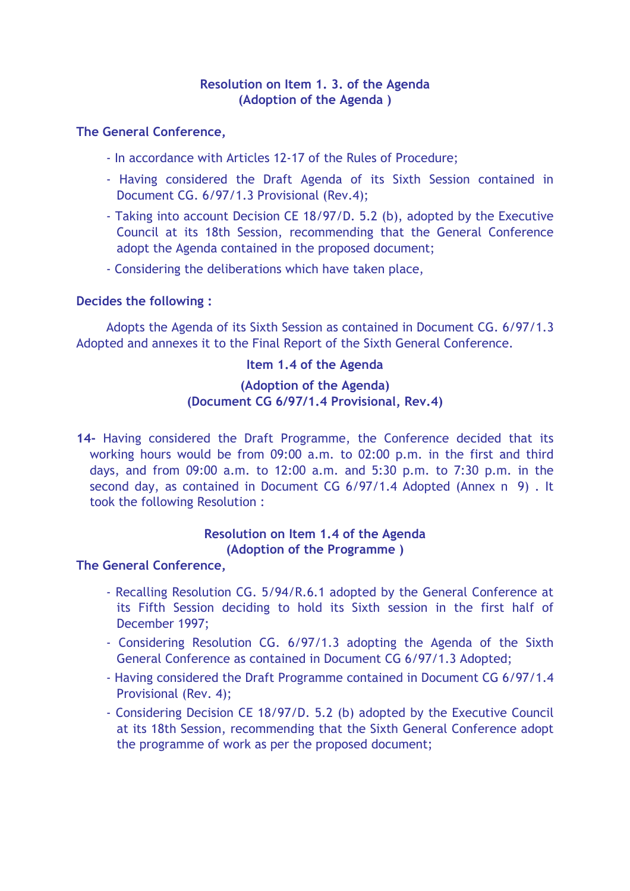**Resolution on Item 1. 3. of the Agenda**
**(Adoption of the Agenda )**

**The General Conference,**

- In accordance with Articles 12-17 of the Rules of Procedure;
- Having considered the Draft Agenda of its Sixth Session contained in Document CG. 6/97/1.3 Provisional (Rev.4);
- Taking into account Decision CE 18/97/D. 5.2 (b), adopted by the Executive Council at its 18th Session, recommending that the General Conference adopt the Agenda contained in the proposed document;
- Considering the deliberations which have taken place,

**Decides the following :**

Adopts the Agenda of its Sixth Session as contained in Document CG. 6/97/1.3 Adopted and annexes it to the Final Report of the Sixth General Conference.

**Item 1.4 of the Agenda**

**(Adoption of the Agenda)**
**(Document CG 6/97/1.4 Provisional, Rev.4)**

**14-** Having considered the Draft Programme, the Conference decided that its working hours would be from 09:00 a.m. to 02:00 p.m. in the first and third days, and from 09:00 a.m. to 12:00 a.m. and 5:30 p.m. to 7:30 p.m. in the second day, as contained in Document CG 6/97/1.4 Adopted (Annex n 9) . It took the following Resolution :

**Resolution on Item 1.4 of the Agenda**
**(Adoption of the Programme )**

**The General Conference,**

- Recalling Resolution CG. 5/94/R.6.1 adopted by the General Conference at its Fifth Session deciding to hold its Sixth session in the first half of December 1997;
- Considering Resolution CG. 6/97/1.3 adopting the Agenda of the Sixth General Conference as contained in Document CG 6/97/1.3 Adopted;
- Having considered the Draft Programme contained in Document CG 6/97/1.4 Provisional (Rev. 4);
- Considering Decision CE 18/97/D. 5.2 (b) adopted by the Executive Council at its 18th Session, recommending that the Sixth General Conference adopt the programme of work as per the proposed document;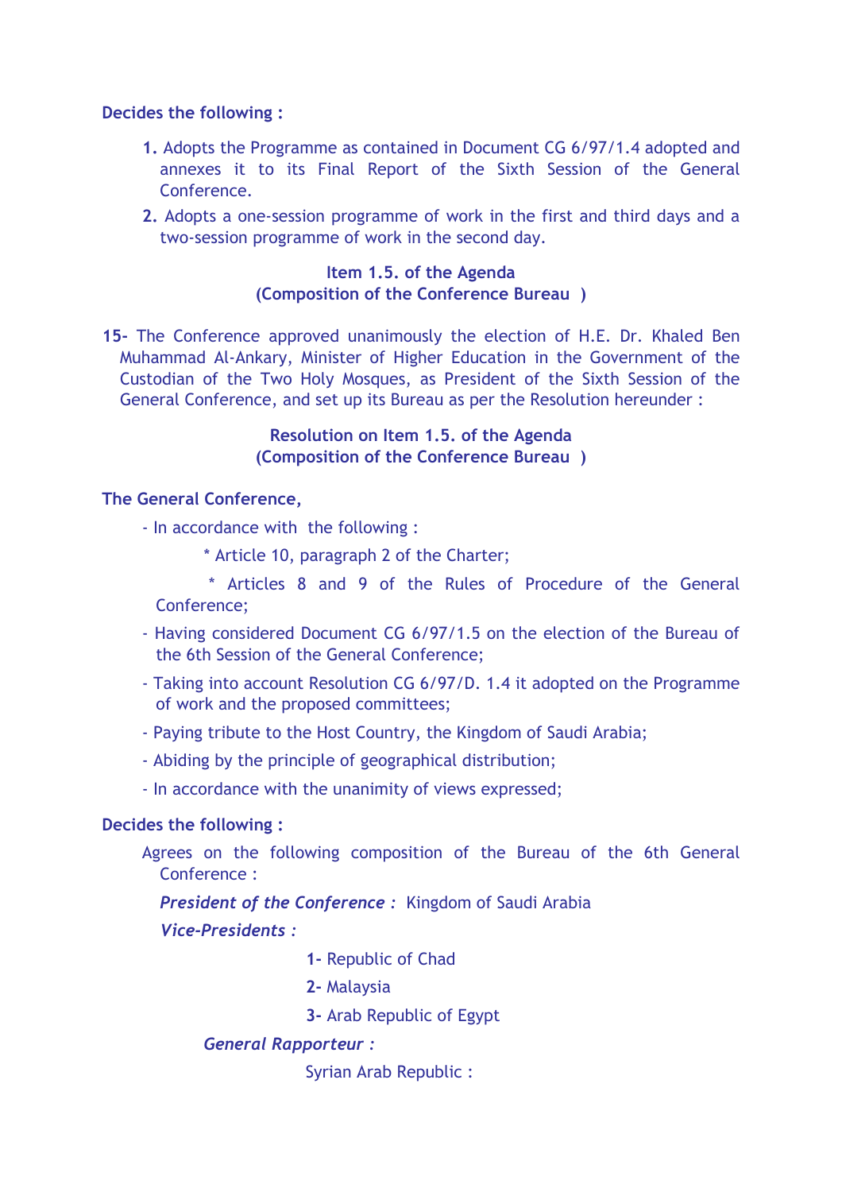**Decides the following :**

1. Adopts the Programme as contained in Document CG 6/97/1.4 adopted and annexes it to its Final Report of the Sixth Session of the General Conference.
2. Adopts a one-session programme of work in the first and third days and a two-session programme of work in the second day.

**Item 1.5. of the Agenda**
**(Composition of the Conference Bureau )**

**15-** The Conference approved unanimously the election of H.E. Dr. Khaled Ben Muhammad Al-Ankary, Minister of Higher Education in the Government of the Custodian of the Two Holy Mosques, as President of the Sixth Session of the General Conference, and set up its Bureau as per the Resolution hereunder :

**Resolution on Item 1.5. of the Agenda**
**(Composition of the Conference Bureau )**

**The General Conference,**

- In accordance with the following :
  * Article 10, paragraph 2 of the Charter;
  * Articles 8 and 9 of the Rules of Procedure of the General Conference;
- Having considered Document CG 6/97/1.5 on the election of the Bureau of the 6th Session of the General Conference;
- Taking into account Resolution CG 6/97/D. 1.4 it adopted on the Programme of work and the proposed committees;
- Paying tribute to the Host Country, the Kingdom of Saudi Arabia;
- Abiding by the principle of geographical distribution;
- In accordance with the unanimity of views expressed;

**Decides the following :**

Agrees on the following composition of the Bureau of the 6th General Conference :

***President of the Conference :*** Kingdom of Saudi Arabia

***Vice-Presidents :***

**1-** Republic of Chad

**2-** Malaysia

**3-** Arab Republic of Egypt

***General Rapporteur :***

Syrian Arab Republic :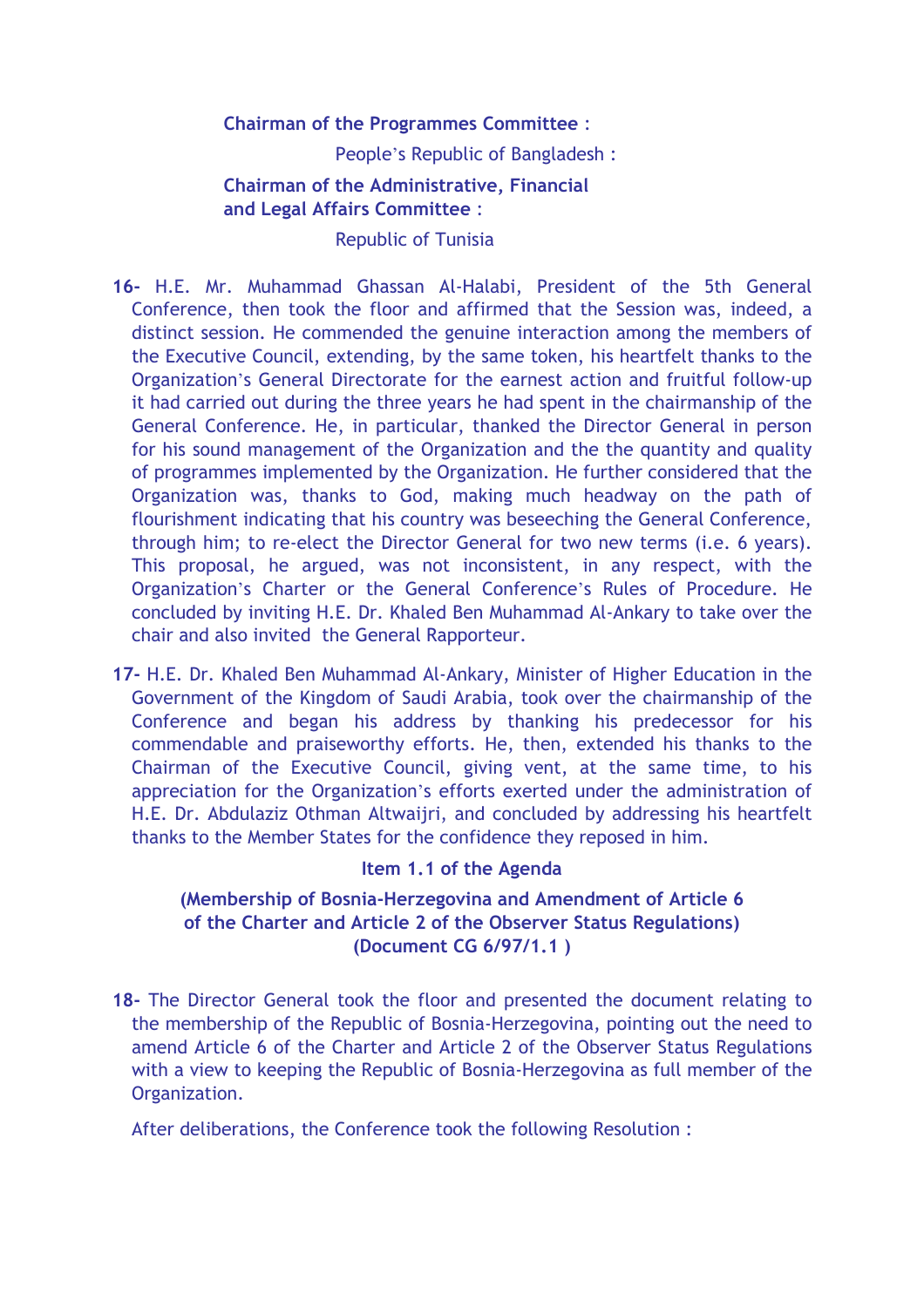**Chairman of the Programmes Committee** :

People's Republic of Bangladesh :

**Chairman of the Administrative, Financial and Legal Affairs Committee** :

Republic of Tunisia

**16-** H.E. Mr. Muhammad Ghassan Al-Halabi, President of the 5th General Conference, then took the floor and affirmed that the Session was, indeed, a distinct session. He commended the genuine interaction among the members of the Executive Council, extending, by the same token, his heartfelt thanks to the Organization's General Directorate for the earnest action and fruitful follow-up it had carried out during the three years he had spent in the chairmanship of the General Conference. He, in particular, thanked the Director General in person for his sound management of the Organization and the the quantity and quality of programmes implemented by the Organization. He further considered that the Organization was, thanks to God, making much headway on the path of flourishment indicating that his country was beseeching the General Conference, through him; to re-elect the Director General for two new terms (i.e. 6 years). This proposal, he argued, was not inconsistent, in any respect, with the Organization's Charter or the General Conference's Rules of Procedure. He concluded by inviting H.E. Dr. Khaled Ben Muhammad Al-Ankary to take over the chair and also invited the General Rapporteur.

**17-** H.E. Dr. Khaled Ben Muhammad Al-Ankary, Minister of Higher Education in the Government of the Kingdom of Saudi Arabia, took over the chairmanship of the Conference and began his address by thanking his predecessor for his commendable and praiseworthy efforts. He, then, extended his thanks to the Chairman of the Executive Council, giving vent, at the same time, to his appreciation for the Organization's efforts exerted under the administration of H.E. Dr. Abdulaziz Othman Altwaijri, and concluded by addressing his heartfelt thanks to the Member States for the confidence they reposed in him.

### Item 1.1 of the Agenda

### (Membership of Bosnia-Herzegovina and Amendment of Article 6 of the Charter and Article 2 of the Observer Status Regulations) (Document CG 6/97/1.1 )

**18-** The Director General took the floor and presented the document relating to the membership of the Republic of Bosnia-Herzegovina, pointing out the need to amend Article 6 of the Charter and Article 2 of the Observer Status Regulations with a view to keeping the Republic of Bosnia-Herzegovina as full member of the Organization.

After deliberations, the Conference took the following Resolution :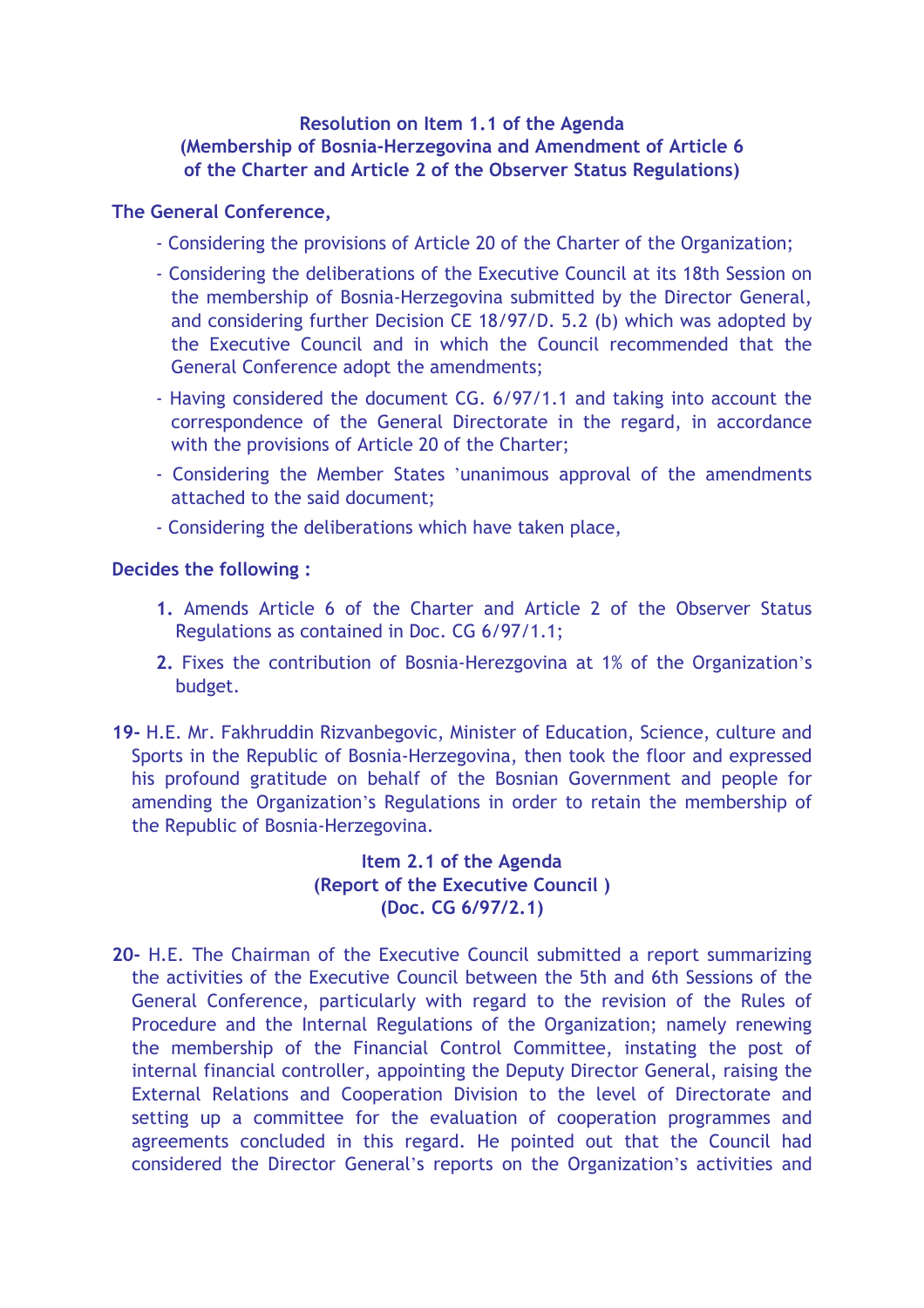**Resolution on Item 1.1 of the Agenda**
**(Membership of Bosnia-Herzegovina and Amendment of Article 6 of the Charter and Article 2 of the Observer Status Regulations)**

**The General Conference,**

- Considering the provisions of Article 20 of the Charter of the Organization;
- Considering the deliberations of the Executive Council at its 18th Session on the membership of Bosnia-Herzegovina submitted by the Director General, and considering further Decision CE 18/97/D. 5.2 (b) which was adopted by the Executive Council and in which the Council recommended that the General Conference adopt the amendments;
- Having considered the document CG. 6/97/1.1 and taking into account the correspondence of the General Directorate in the regard, in accordance with the provisions of Article 20 of the Charter;
- Considering the Member States 'unanimous approval of the amendments attached to the said document;
- Considering the deliberations which have taken place,

**Decides the following :**

1. Amends Article 6 of the Charter and Article 2 of the Observer Status Regulations as contained in Doc. CG 6/97/1.1;
2. Fixes the contribution of Bosnia-Herezgovina at 1% of the Organization's budget.

**19-** H.E. Mr. Fakhruddin Rizvanbegovic, Minister of Education, Science, culture and Sports in the Republic of Bosnia-Herzegovina, then took the floor and expressed his profound gratitude on behalf of the Bosnian Government and people for amending the Organization's Regulations in order to retain the membership of the Republic of Bosnia-Herzegovina.

**Item 2.1 of the Agenda**
**(Report of the Executive Council )**
**(Doc. CG 6/97/2.1)**

**20-** H.E. The Chairman of the Executive Council submitted a report summarizing the activities of the Executive Council between the 5th and 6th Sessions of the General Conference, particularly with regard to the revision of the Rules of Procedure and the Internal Regulations of the Organization; namely renewing the membership of the Financial Control Committee, instating the post of internal financial controller, appointing the Deputy Director General, raising the External Relations and Cooperation Division to the level of Directorate and setting up a committee for the evaluation of cooperation programmes and agreements concluded in this regard. He pointed out that the Council had considered the Director General's reports on the Organization's activities and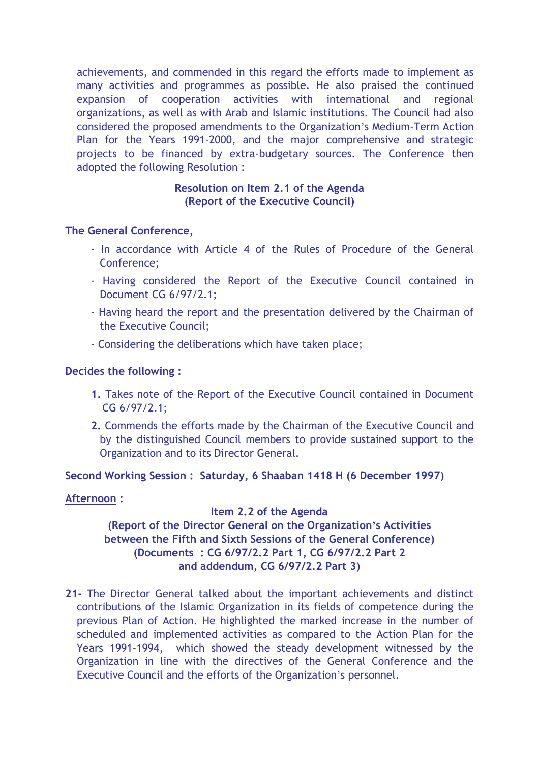achievements, and commended in this regard the efforts made to implement as many activities and programmes as possible. He also praised the continued expansion of cooperation activities with international and regional organizations, as well as with Arab and Islamic institutions. The Council had also considered the proposed amendments to the Organization's Medium-Term Action Plan for the Years 1991-2000, and the major comprehensive and strategic projects to be financed by extra-budgetary sources. The Conference then adopted the following Resolution :

**Resolution on Item 2.1 of the Agenda**
**(Report of the Executive Council)**

**The General Conference,**

- In accordance with Article 4 of the Rules of Procedure of the General Conference;
- Having considered the Report of the Executive Council contained in Document CG 6/97/2.1;
- Having heard the report and the presentation delivered by the Chairman of the Executive Council;
- Considering the deliberations which have taken place;

**Decides the following :**

1. Takes note of the Report of the Executive Council contained in Document CG 6/97/2.1;
2. Commends the efforts made by the Chairman of the Executive Council and by the distinguished Council members to provide sustained support to the Organization and to its Director General.

**Second Working Session : Saturday, 6 Shaaban 1418 H (6 December 1997)**

**Afternoon :**

**Item 2.2 of the Agenda**
**(Report of the Director General on the Organization's Activities between the Fifth and Sixth Sessions of the General Conference)**
**(Documents : CG 6/97/2.2 Part 1, CG 6/97/2.2 Part 2 and addendum, CG 6/97/2.2 Part 3)**

**21-** The Director General talked about the important achievements and distinct contributions of the Islamic Organization in its fields of competence during the previous Plan of Action. He highlighted the marked increase in the number of scheduled and implemented activities as compared to the Action Plan for the Years 1991-1994, which showed the steady development witnessed by the Organization in line with the directives of the General Conference and the Executive Council and the efforts of the Organization's personnel.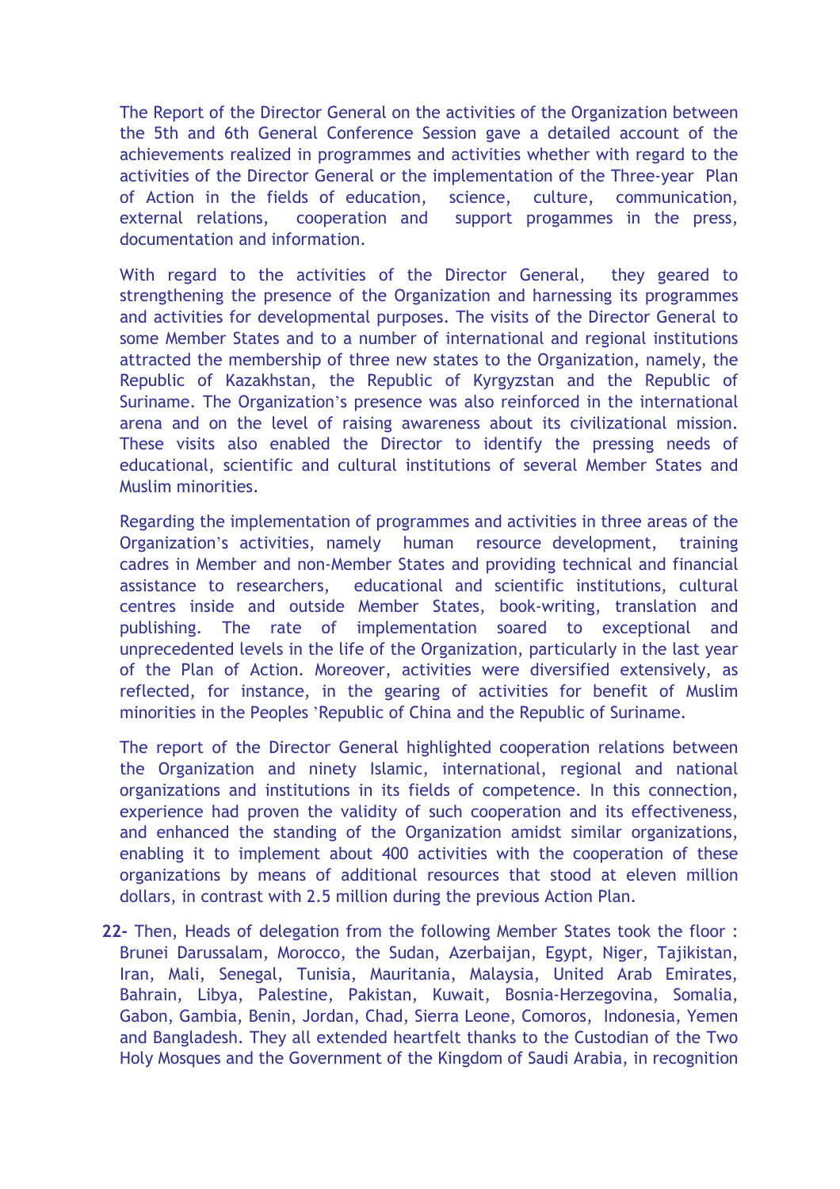The Report of the Director General on the activities of the Organization between the 5th and 6th General Conference Session gave a detailed account of the achievements realized in programmes and activities whether with regard to the activities of the Director General or the implementation of the Three-year Plan of Action in the fields of education, science, culture, communication, external relations, cooperation and support progammes in the press, documentation and information.

With regard to the activities of the Director General, they geared to strengthening the presence of the Organization and harnessing its programmes and activities for developmental purposes. The visits of the Director General to some Member States and to a number of international and regional institutions attracted the membership of three new states to the Organization, namely, the Republic of Kazakhstan, the Republic of Kyrgyzstan and the Republic of Suriname. The Organization's presence was also reinforced in the international arena and on the level of raising awareness about its civilizational mission. These visits also enabled the Director to identify the pressing needs of educational, scientific and cultural institutions of several Member States and Muslim minorities.

Regarding the implementation of programmes and activities in three areas of the Organization's activities, namely human resource development, training cadres in Member and non-Member States and providing technical and financial assistance to researchers, educational and scientific institutions, cultural centres inside and outside Member States, book-writing, translation and publishing. The rate of implementation soared to exceptional and unprecedented levels in the life of the Organization, particularly in the last year of the Plan of Action. Moreover, activities were diversified extensively, as reflected, for instance, in the gearing of activities for benefit of Muslim minorities in the Peoples 'Republic of China and the Republic of Suriname.

The report of the Director General highlighted cooperation relations between the Organization and ninety Islamic, international, regional and national organizations and institutions in its fields of competence. In this connection, experience had proven the validity of such cooperation and its effectiveness, and enhanced the standing of the Organization amidst similar organizations, enabling it to implement about 400 activities with the cooperation of these organizations by means of additional resources that stood at eleven million dollars, in contrast with 2.5 million during the previous Action Plan.

**22-** Then, Heads of delegation from the following Member States took the floor : Brunei Darussalam, Morocco, the Sudan, Azerbaijan, Egypt, Niger, Tajikistan, Iran, Mali, Senegal, Tunisia, Mauritania, Malaysia, United Arab Emirates, Bahrain, Libya, Palestine, Pakistan, Kuwait, Bosnia-Herzegovina, Somalia, Gabon, Gambia, Benin, Jordan, Chad, Sierra Leone, Comoros, Indonesia, Yemen and Bangladesh. They all extended heartfelt thanks to the Custodian of the Two Holy Mosques and the Government of the Kingdom of Saudi Arabia, in recognition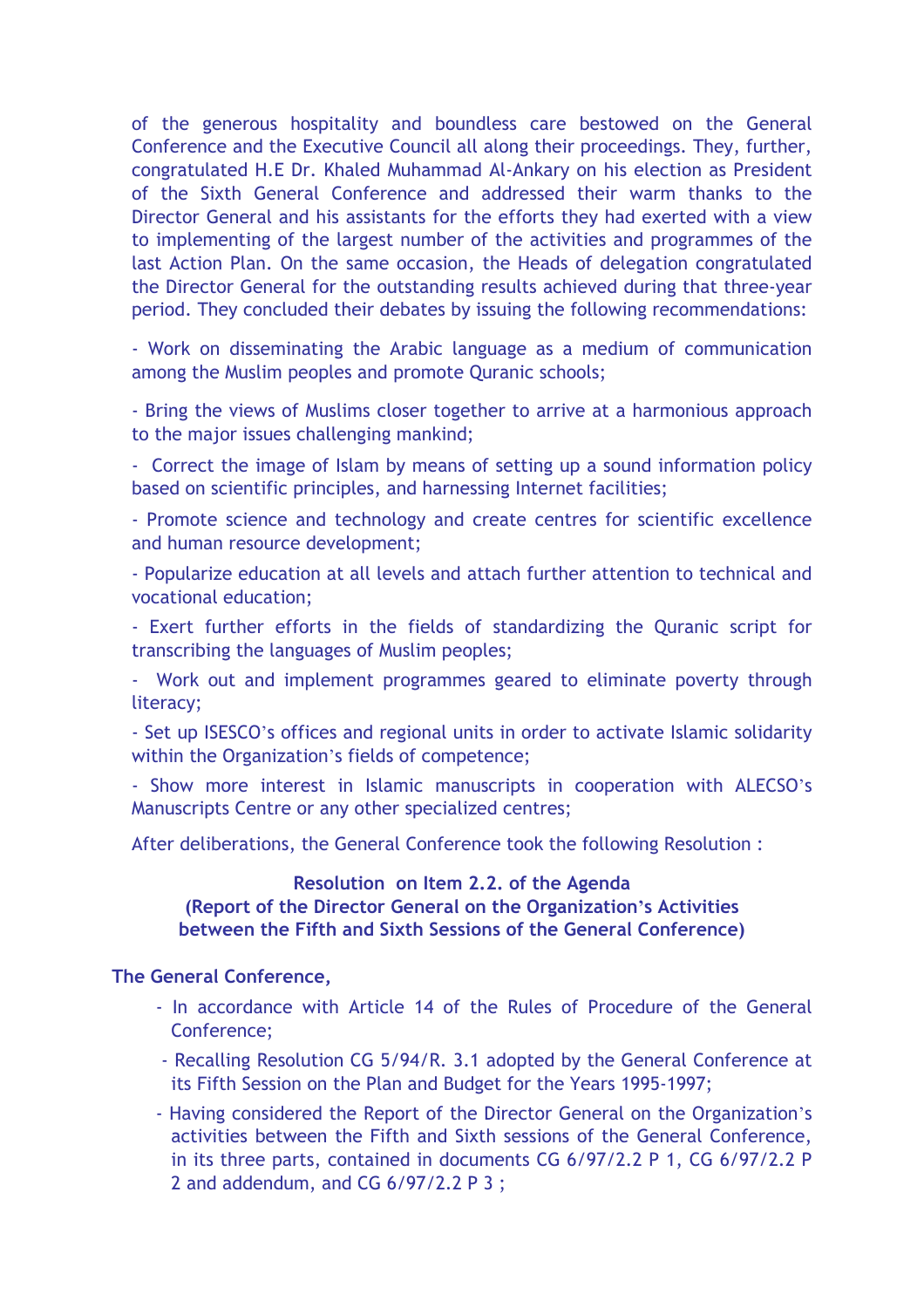of the generous hospitality and boundless care bestowed on the General Conference and the Executive Council all along their proceedings. They, further, congratulated H.E Dr. Khaled Muhammad Al-Ankary on his election as President of the Sixth General Conference and addressed their warm thanks to the Director General and his assistants for the efforts they had exerted with a view to implementing of the largest number of the activities and programmes of the last Action Plan. On the same occasion, the Heads of delegation congratulated the Director General for the outstanding results achieved during that three-year period. They concluded their debates by issuing the following recommendations:

- Work on disseminating the Arabic language as a medium of communication among the Muslim peoples and promote Quranic schools;

- Bring the views of Muslims closer together to arrive at a harmonious approach to the major issues challenging mankind;

- Correct the image of Islam by means of setting up a sound information policy based on scientific principles, and harnessing Internet facilities;

- Promote science and technology and create centres for scientific excellence and human resource development;

- Popularize education at all levels and attach further attention to technical and vocational education;

- Exert further efforts in the fields of standardizing the Quranic script for transcribing the languages of Muslim peoples;

- Work out and implement programmes geared to eliminate poverty through literacy;

- Set up ISESCO's offices and regional units in order to activate Islamic solidarity within the Organization's fields of competence;

- Show more interest in Islamic manuscripts in cooperation with ALECSO's Manuscripts Centre or any other specialized centres;

After deliberations, the General Conference took the following Resolution :

**Resolution on Item 2.2. of the Agenda**
**(Report of the Director General on the Organization's Activities between the Fifth and Sixth Sessions of the General Conference)**

**The General Conference,**

- In accordance with Article 14 of the Rules of Procedure of the General Conference;
- Recalling Resolution CG 5/94/R. 3.1 adopted by the General Conference at its Fifth Session on the Plan and Budget for the Years 1995-1997;
- Having considered the Report of the Director General on the Organization's activities between the Fifth and Sixth sessions of the General Conference, in its three parts, contained in documents CG 6/97/2.2 P 1, CG 6/97/2.2 P 2 and addendum, and CG 6/97/2.2 P 3 ;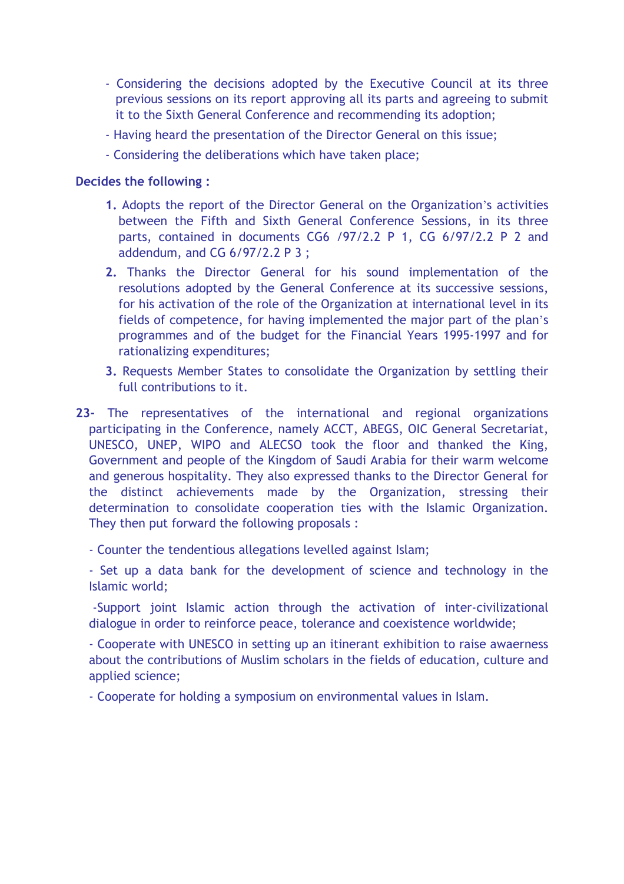- Considering the decisions adopted by the Executive Council at its three previous sessions on its report approving all its parts and agreeing to submit it to the Sixth General Conference and recommending its adoption;
- Having heard the presentation of the Director General on this issue;
- Considering the deliberations which have taken place;

**Decides the following :**

1. Adopts the report of the Director General on the Organization's activities between the Fifth and Sixth General Conference Sessions, in its three parts, contained in documents CG6 /97/2.2 P 1, CG 6/97/2.2 P 2 and addendum, and CG 6/97/2.2 P 3 ;
2. Thanks the Director General for his sound implementation of the resolutions adopted by the General Conference at its successive sessions, for his activation of the role of the Organization at international level in its fields of competence, for having implemented the major part of the plan's programmes and of the budget for the Financial Years 1995-1997 and for rationalizing expenditures;
3. Requests Member States to consolidate the Organization by settling their full contributions to it.

**23-** The representatives of the international and regional organizations participating in the Conference, namely ACCT, ABEGS, OIC General Secretariat, UNESCO, UNEP, WIPO and ALECSO took the floor and thanked the King, Government and people of the Kingdom of Saudi Arabia for their warm welcome and generous hospitality. They also expressed thanks to the Director General for the distinct achievements made by the Organization, stressing their determination to consolidate cooperation ties with the Islamic Organization. They then put forward the following proposals :

- Counter the tendentious allegations levelled against Islam;
- Set up a data bank for the development of science and technology in the Islamic world;
- Support joint Islamic action through the activation of inter-civilizational dialogue in order to reinforce peace, tolerance and coexistence worldwide;
- Cooperate with UNESCO in setting up an itinerant exhibition to raise awaerness about the contributions of Muslim scholars in the fields of education, culture and applied science;
- Cooperate for holding a symposium on environmental values in Islam.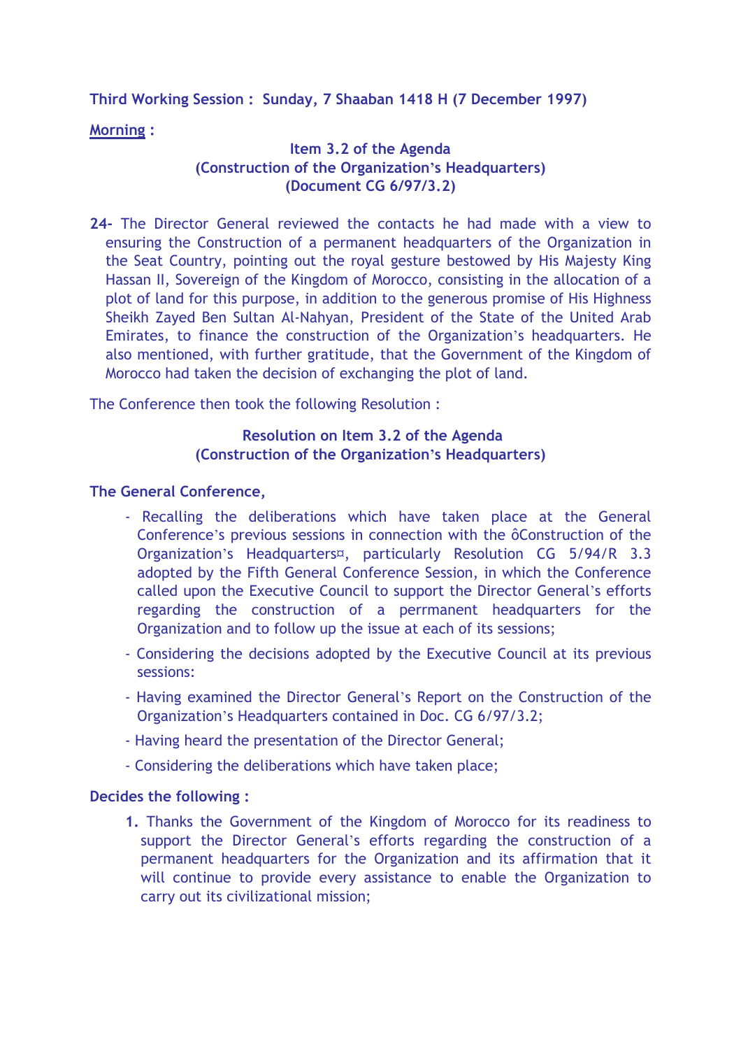**Third Working Session : Sunday, 7 Shaaban 1418 H (7 December 1997)**

**Morning :**

**Item 3.2 of the Agenda**
**(Construction of the Organization's Headquarters)**
**(Document CG 6/97/3.2)**

**24-** The Director General reviewed the contacts he had made with a view to ensuring the Construction of a permanent headquarters of the Organization in the Seat Country, pointing out the royal gesture bestowed by His Majesty King Hassan II, Sovereign of the Kingdom of Morocco, consisting in the allocation of a plot of land for this purpose, in addition to the generous promise of His Highness Sheikh Zayed Ben Sultan Al-Nahyan, President of the State of the United Arab Emirates, to finance the construction of the Organization's headquarters. He also mentioned, with further gratitude, that the Government of the Kingdom of Morocco had taken the decision of exchanging the plot of land.

The Conference then took the following Resolution :

**Resolution on Item 3.2 of the Agenda**
**(Construction of the Organization's Headquarters)**

**The General Conference,**

- Recalling the deliberations which have taken place at the General Conference's previous sessions in connection with the ôConstruction of the Organization's Headquarters¤, particularly Resolution CG 5/94/R 3.3 adopted by the Fifth General Conference Session, in which the Conference called upon the Executive Council to support the Director General's efforts regarding the construction of a perrmanent headquarters for the Organization and to follow up the issue at each of its sessions;
- Considering the decisions adopted by the Executive Council at its previous sessions:
- Having examined the Director General's Report on the Construction of the Organization's Headquarters contained in Doc. CG 6/97/3.2;
- Having heard the presentation of the Director General;
- Considering the deliberations which have taken place;

**Decides the following :**

1. Thanks the Government of the Kingdom of Morocco for its readiness to support the Director General's efforts regarding the construction of a permanent headquarters for the Organization and its affirmation that it will continue to provide every assistance to enable the Organization to carry out its civilizational mission;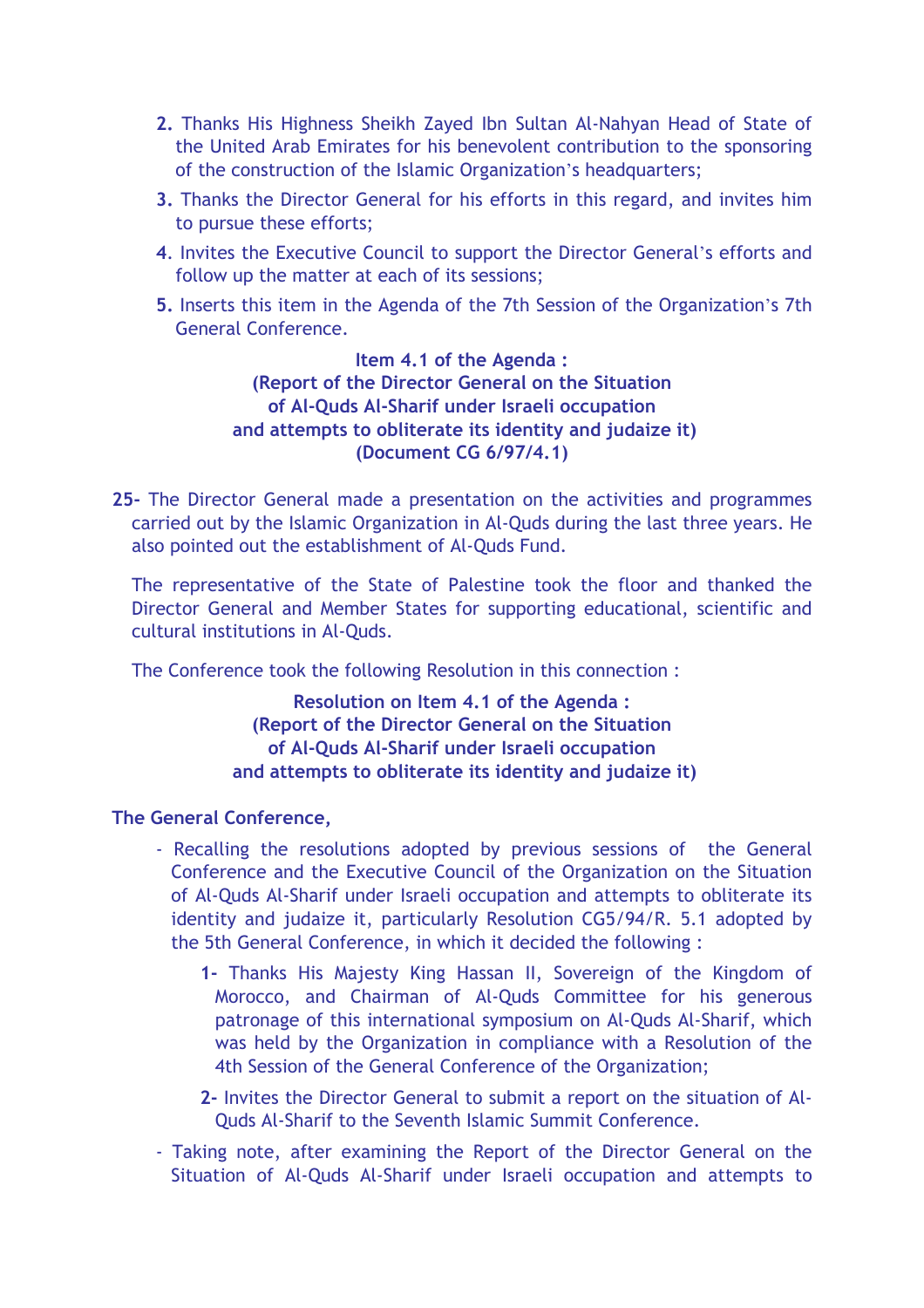2. Thanks His Highness Sheikh Zayed Ibn Sultan Al-Nahyan Head of State of the United Arab Emirates for his benevolent contribution to the sponsoring of the construction of the Islamic Organization's headquarters;

3. Thanks the Director General for his efforts in this regard, and invites him to pursue these efforts;

4. Invites the Executive Council to support the Director General's efforts and follow up the matter at each of its sessions;

5. Inserts this item in the Agenda of the 7th Session of the Organization's 7th General Conference.

**Item 4.1 of the Agenda :**
**(Report of the Director General on the Situation of Al-Quds Al-Sharif under Israeli occupation and attempts to obliterate its identity and judaize it)**
**(Document CG 6/97/4.1)**

**25-** The Director General made a presentation on the activities and programmes carried out by the Islamic Organization in Al-Quds during the last three years. He also pointed out the establishment of Al-Quds Fund.

The representative of the State of Palestine took the floor and thanked the Director General and Member States for supporting educational, scientific and cultural institutions in Al-Quds.

The Conference took the following Resolution in this connection :

**Resolution on Item 4.1 of the Agenda :**
**(Report of the Director General on the Situation of Al-Quds Al-Sharif under Israeli occupation and attempts to obliterate its identity and judaize it)**

**The General Conference,**

- Recalling the resolutions adopted by previous sessions of the General Conference and the Executive Council of the Organization on the Situation of Al-Quds Al-Sharif under Israeli occupation and attempts to obliterate its identity and judaize it, particularly Resolution CG5/94/R. 5.1 adopted by the 5th General Conference, in which it decided the following :

  **1-** Thanks His Majesty King Hassan II, Sovereign of the Kingdom of Morocco, and Chairman of Al-Quds Committee for his generous patronage of this international symposium on Al-Quds Al-Sharif, which was held by the Organization in compliance with a Resolution of the 4th Session of the General Conference of the Organization;

  **2-** Invites the Director General to submit a report on the situation of Al-Quds Al-Sharif to the Seventh Islamic Summit Conference.

- Taking note, after examining the Report of the Director General on the Situation of Al-Quds Al-Sharif under Israeli occupation and attempts to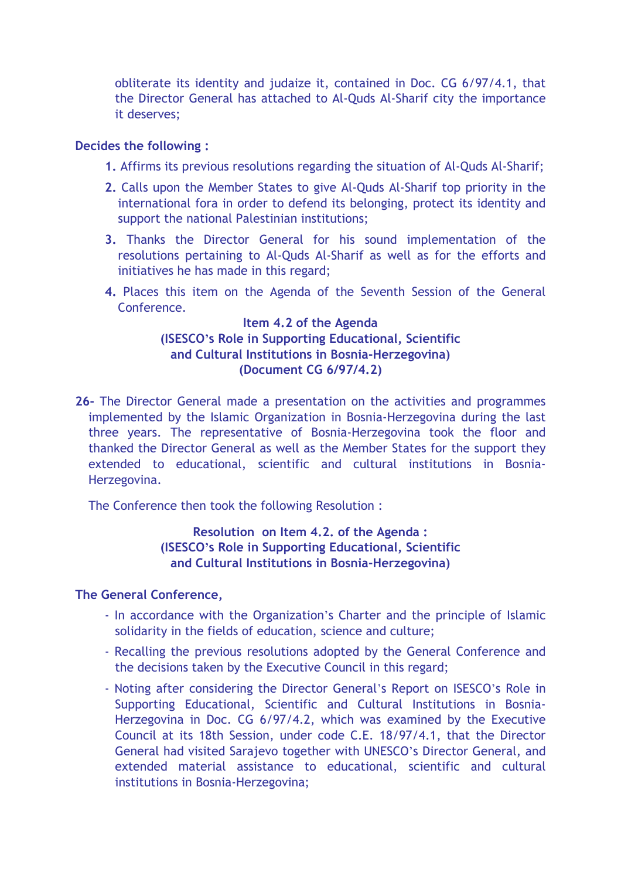obliterate its identity and judaize it, contained in Doc. CG 6/97/4.1, that the Director General has attached to Al-Quds Al-Sharif city the importance it deserves;

**Decides the following :**

1. Affirms its previous resolutions regarding the situation of Al-Quds Al-Sharif;
2. Calls upon the Member States to give Al-Quds Al-Sharif top priority in the international fora in order to defend its belonging, protect its identity and support the national Palestinian institutions;
3. Thanks the Director General for his sound implementation of the resolutions pertaining to Al-Quds Al-Sharif as well as for the efforts and initiatives he has made in this regard;
4. Places this item on the Agenda of the Seventh Session of the General Conference.

**Item 4.2 of the Agenda**
**(ISESCO's Role in Supporting Educational, Scientific and Cultural Institutions in Bosnia-Herzegovina)**
**(Document CG 6/97/4.2)**

**26-** The Director General made a presentation on the activities and programmes implemented by the Islamic Organization in Bosnia-Herzegovina during the last three years. The representative of Bosnia-Herzegovina took the floor and thanked the Director General as well as the Member States for the support they extended to educational, scientific and cultural institutions in Bosnia-Herzegovina.

The Conference then took the following Resolution :

**Resolution on Item 4.2. of the Agenda :**
**(ISESCO's Role in Supporting Educational, Scientific and Cultural Institutions in Bosnia-Herzegovina)**

**The General Conference,**

- In accordance with the Organization's Charter and the principle of Islamic solidarity in the fields of education, science and culture;
- Recalling the previous resolutions adopted by the General Conference and the decisions taken by the Executive Council in this regard;
- Noting after considering the Director General's Report on ISESCO's Role in Supporting Educational, Scientific and Cultural Institutions in Bosnia-Herzegovina in Doc. CG 6/97/4.2, which was examined by the Executive Council at its 18th Session, under code C.E. 18/97/4.1, that the Director General had visited Sarajevo together with UNESCO's Director General, and extended material assistance to educational, scientific and cultural institutions in Bosnia-Herzegovina;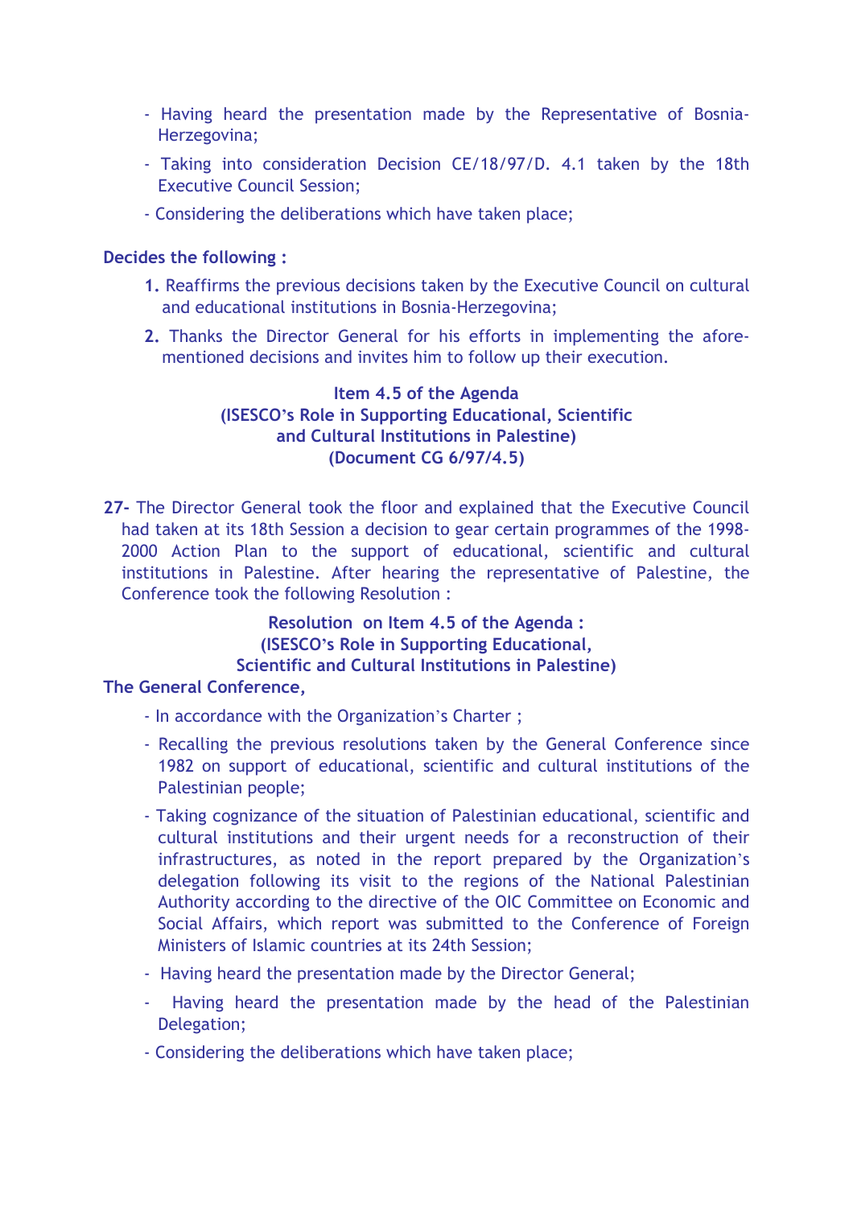- Having heard the presentation made by the Representative of Bosnia-Herzegovina;
- Taking into consideration Decision CE/18/97/D. 4.1 taken by the 18th Executive Council Session;
- Considering the deliberations which have taken place;

**Decides the following :**

1. Reaffirms the previous decisions taken by the Executive Council on cultural and educational institutions in Bosnia-Herzegovina;
2. Thanks the Director General for his efforts in implementing the afore-mentioned decisions and invites him to follow up their execution.

**Item 4.5 of the Agenda**
**(ISESCO's Role in Supporting Educational, Scientific and Cultural Institutions in Palestine)**
**(Document CG 6/97/4.5)**

**27-** The Director General took the floor and explained that the Executive Council had taken at its 18th Session a decision to gear certain programmes of the 1998-2000 Action Plan to the support of educational, scientific and cultural institutions in Palestine. After hearing the representative of Palestine, the Conference took the following Resolution :

**Resolution on Item 4.5 of the Agenda :**
**(ISESCO's Role in Supporting Educational, Scientific and Cultural Institutions in Palestine)**

**The General Conference,**

- In accordance with the Organization's Charter ;
- Recalling the previous resolutions taken by the General Conference since 1982 on support of educational, scientific and cultural institutions of the Palestinian people;
- Taking cognizance of the situation of Palestinian educational, scientific and cultural institutions and their urgent needs for a reconstruction of their infrastructures, as noted in the report prepared by the Organization's delegation following its visit to the regions of the National Palestinian Authority according to the directive of the OIC Committee on Economic and Social Affairs, which report was submitted to the Conference of Foreign Ministers of Islamic countries at its 24th Session;
- Having heard the presentation made by the Director General;
- Having heard the presentation made by the head of the Palestinian Delegation;
- Considering the deliberations which have taken place;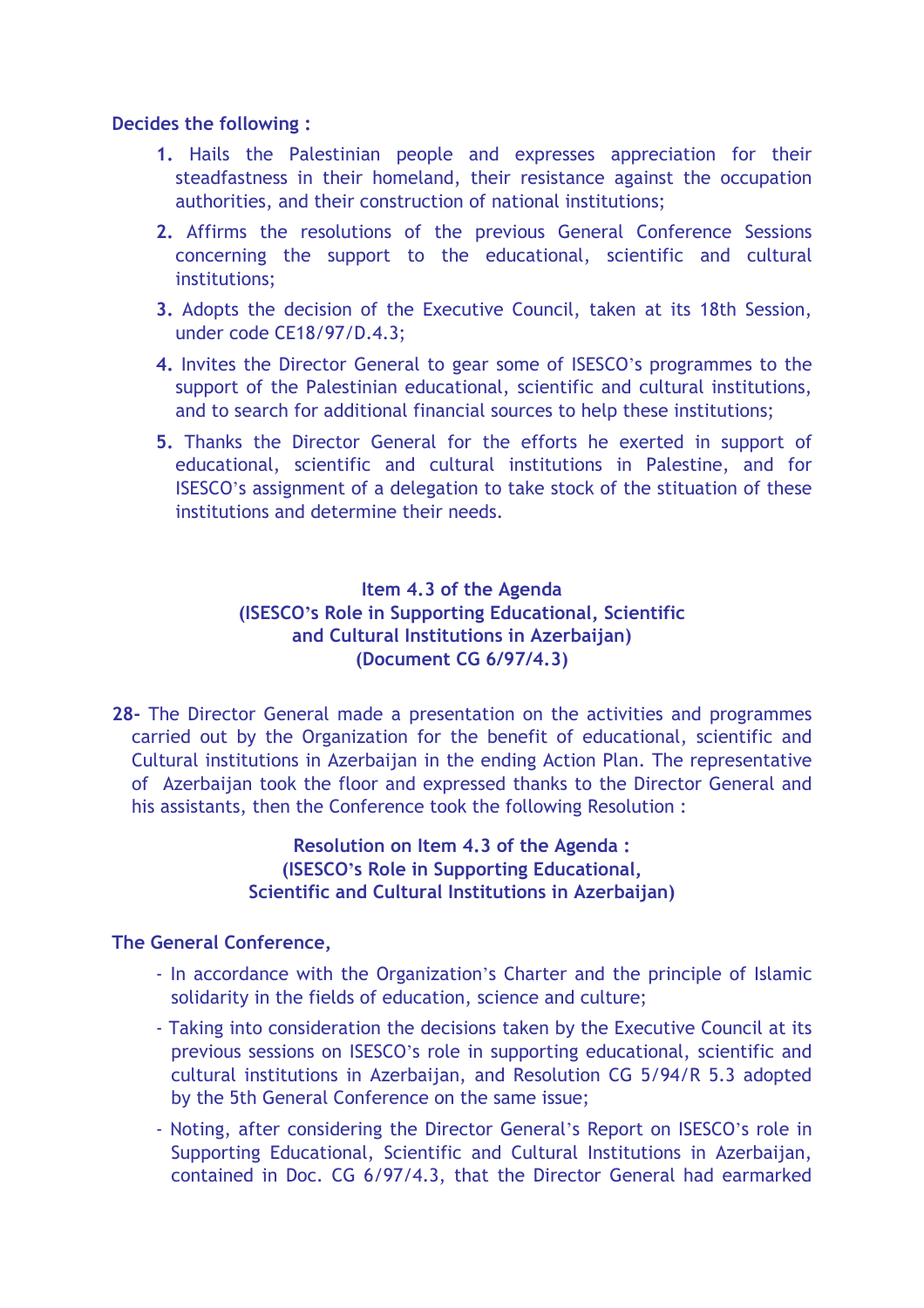**Decides the following :**

1. Hails the Palestinian people and expresses appreciation for their steadfastness in their homeland, their resistance against the occupation authorities, and their construction of national institutions;
2. Affirms the resolutions of the previous General Conference Sessions concerning the support to the educational, scientific and cultural institutions;
3. Adopts the decision of the Executive Council, taken at its 18th Session, under code CE18/97/D.4.3;
4. Invites the Director General to gear some of ISESCO's programmes to the support of the Palestinian educational, scientific and cultural institutions, and to search for additional financial sources to help these institutions;
5. Thanks the Director General for the efforts he exerted in support of educational, scientific and cultural institutions in Palestine, and for ISESCO's assignment of a delegation to take stock of the stituation of these institutions and determine their needs.

**Item 4.3 of the Agenda**
**(ISESCO's Role in Supporting Educational, Scientific and Cultural Institutions in Azerbaijan)**
**(Document CG 6/97/4.3)**

**28-** The Director General made a presentation on the activities and programmes carried out by the Organization for the benefit of educational, scientific and Cultural institutions in Azerbaijan in the ending Action Plan. The representative of Azerbaijan took the floor and expressed thanks to the Director General and his assistants, then the Conference took the following Resolution :

**Resolution on Item 4.3 of the Agenda :**
**(ISESCO's Role in Supporting Educational, Scientific and Cultural Institutions in Azerbaijan)**

**The General Conference,**

- In accordance with the Organization's Charter and the principle of Islamic solidarity in the fields of education, science and culture;
- Taking into consideration the decisions taken by the Executive Council at its previous sessions on ISESCO's role in supporting educational, scientific and cultural institutions in Azerbaijan, and Resolution CG 5/94/R 5.3 adopted by the 5th General Conference on the same issue;
- Noting, after considering the Director General's Report on ISESCO's role in Supporting Educational, Scientific and Cultural Institutions in Azerbaijan, contained in Doc. CG 6/97/4.3, that the Director General had earmarked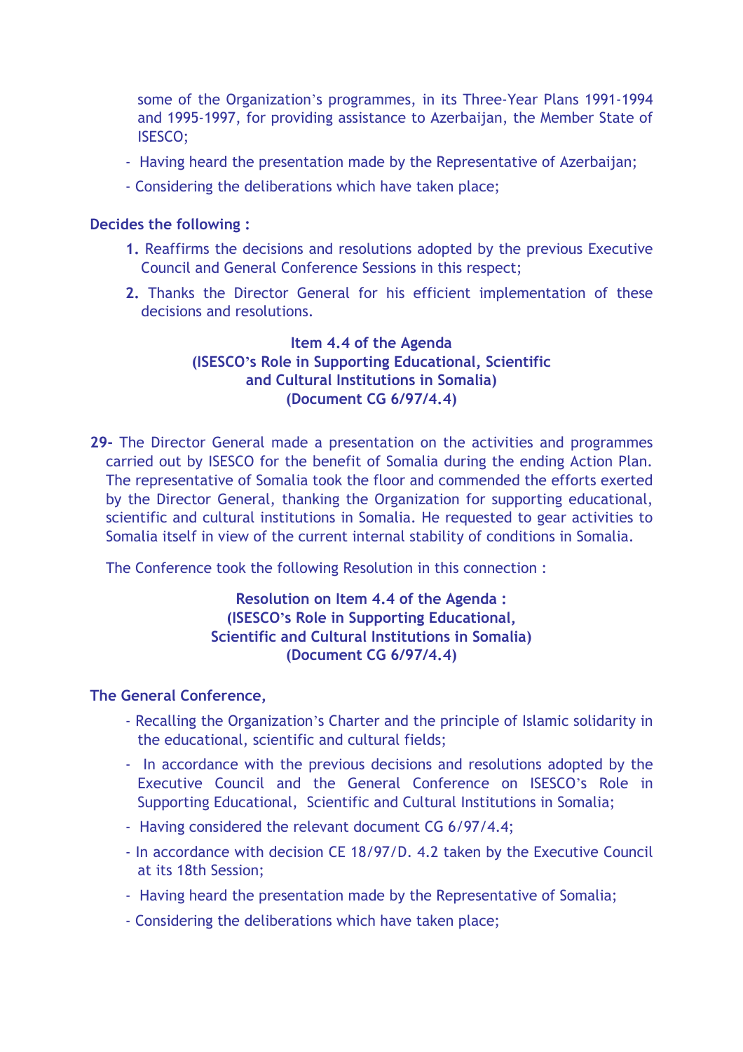some of the Organization's programmes, in its Three-Year Plans 1991-1994 and 1995-1997, for providing assistance to Azerbaijan, the Member State of ISESCO;

- Having heard the presentation made by the Representative of Azerbaijan;
- Considering the deliberations which have taken place;

**Decides the following :**

1. Reaffirms the decisions and resolutions adopted by the previous Executive Council and General Conference Sessions in this respect;
2. Thanks the Director General for his efficient implementation of these decisions and resolutions.

**Item 4.4 of the Agenda**
**(ISESCO's Role in Supporting Educational, Scientific and Cultural Institutions in Somalia)**
**(Document CG 6/97/4.4)**

**29-** The Director General made a presentation on the activities and programmes carried out by ISESCO for the benefit of Somalia during the ending Action Plan. The representative of Somalia took the floor and commended the efforts exerted by the Director General, thanking the Organization for supporting educational, scientific and cultural institutions in Somalia. He requested to gear activities to Somalia itself in view of the current internal stability of conditions in Somalia.

The Conference took the following Resolution in this connection :

**Resolution on Item 4.4 of the Agenda :**
**(ISESCO's Role in Supporting Educational, Scientific and Cultural Institutions in Somalia)**
**(Document CG 6/97/4.4)**

**The General Conference,**

- Recalling the Organization's Charter and the principle of Islamic solidarity in the educational, scientific and cultural fields;
- In accordance with the previous decisions and resolutions adopted by the Executive Council and the General Conference on ISESCO's Role in Supporting Educational, Scientific and Cultural Institutions in Somalia;
- Having considered the relevant document CG 6/97/4.4;
- In accordance with decision CE 18/97/D. 4.2 taken by the Executive Council at its 18th Session;
- Having heard the presentation made by the Representative of Somalia;
- Considering the deliberations which have taken place;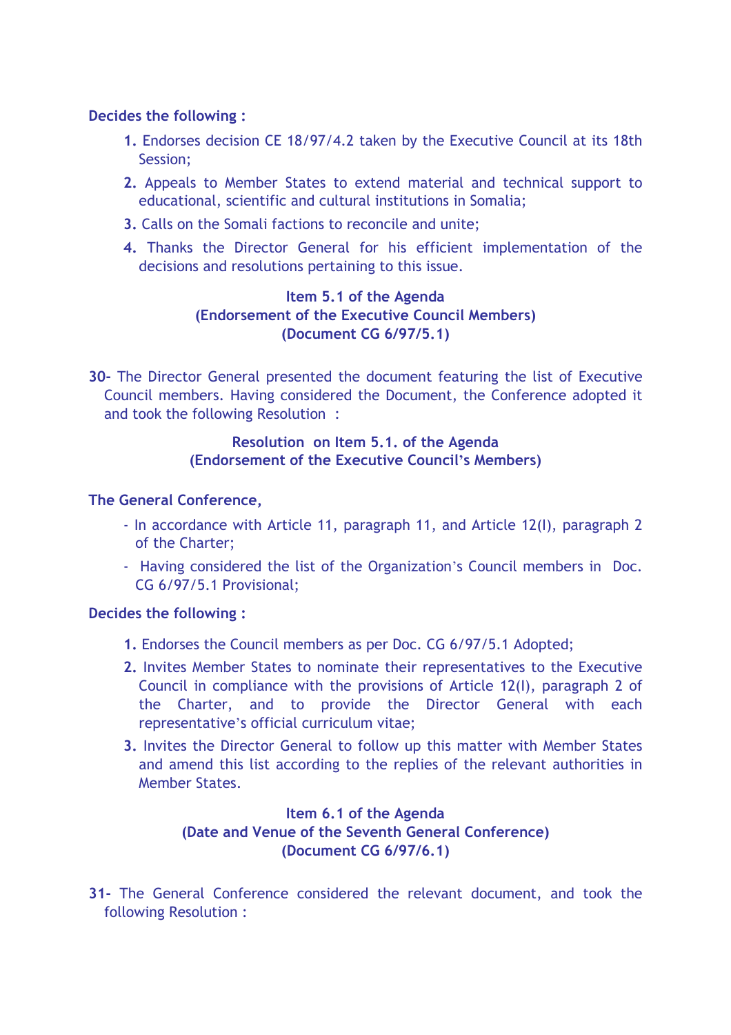**Decides the following :**

1. Endorses decision CE 18/97/4.2 taken by the Executive Council at its 18th Session;
2. Appeals to Member States to extend material and technical support to educational, scientific and cultural institutions in Somalia;
3. Calls on the Somali factions to reconcile and unite;
4. Thanks the Director General for his efficient implementation of the decisions and resolutions pertaining to this issue.

**Item 5.1 of the Agenda**
**(Endorsement of the Executive Council Members)**
**(Document CG 6/97/5.1)**

**30-** The Director General presented the document featuring the list of Executive Council members. Having considered the Document, the Conference adopted it and took the following Resolution :

**Resolution on Item 5.1. of the Agenda**
**(Endorsement of the Executive Council's Members)**

**The General Conference,**

- In accordance with Article 11, paragraph 11, and Article 12(I), paragraph 2 of the Charter;
- Having considered the list of the Organization's Council members in Doc. CG 6/97/5.1 Provisional;

**Decides the following :**

1. Endorses the Council members as per Doc. CG 6/97/5.1 Adopted;
2. Invites Member States to nominate their representatives to the Executive Council in compliance with the provisions of Article 12(I), paragraph 2 of the Charter, and to provide the Director General with each representative's official curriculum vitae;
3. Invites the Director General to follow up this matter with Member States and amend this list according to the replies of the relevant authorities in Member States.

**Item 6.1 of the Agenda**
**(Date and Venue of the Seventh General Conference)**
**(Document CG 6/97/6.1)**

**31-** The General Conference considered the relevant document, and took the following Resolution :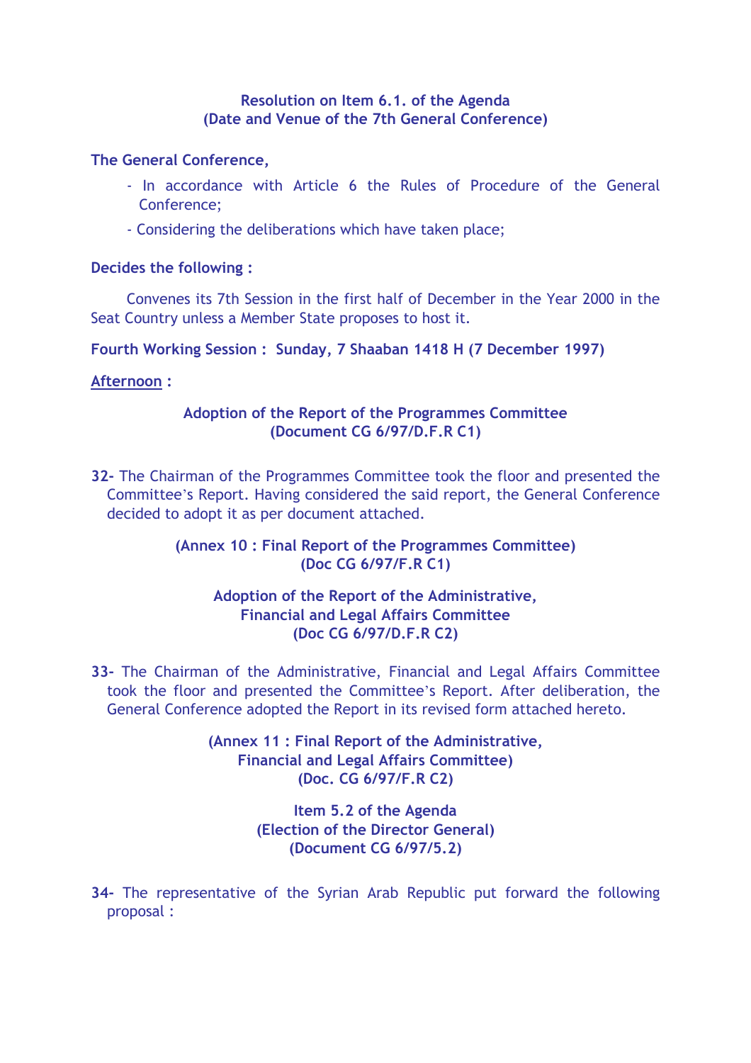**Resolution on Item 6.1. of the Agenda**
**(Date and Venue of the 7th General Conference)**

**The General Conference,**

- In accordance with Article 6 the Rules of Procedure of the General Conference;
- Considering the deliberations which have taken place;

**Decides the following :**

Convenes its 7th Session in the first half of December in the Year 2000 in the Seat Country unless a Member State proposes to host it.

**Fourth Working Session : Sunday, 7 Shaaban 1418 H (7 December 1997)**

**Afternoon :**

**Adoption of the Report of the Programmes Committee**
**(Document CG 6/97/D.F.R C1)**

**32-** The Chairman of the Programmes Committee took the floor and presented the Committee's Report. Having considered the said report, the General Conference decided to adopt it as per document attached.

**(Annex 10 : Final Report of the Programmes Committee)**
**(Doc CG 6/97/F.R C1)**

**Adoption of the Report of the Administrative, Financial and Legal Affairs Committee**
**(Doc CG 6/97/D.F.R C2)**

**33-** The Chairman of the Administrative, Financial and Legal Affairs Committee took the floor and presented the Committee's Report. After deliberation, the General Conference adopted the Report in its revised form attached hereto.

**(Annex 11 : Final Report of the Administrative, Financial and Legal Affairs Committee)**
**(Doc. CG 6/97/F.R C2)**

**Item 5.2 of the Agenda**
**(Election of the Director General)**
**(Document CG 6/97/5.2)**

**34-** The representative of the Syrian Arab Republic put forward the following proposal :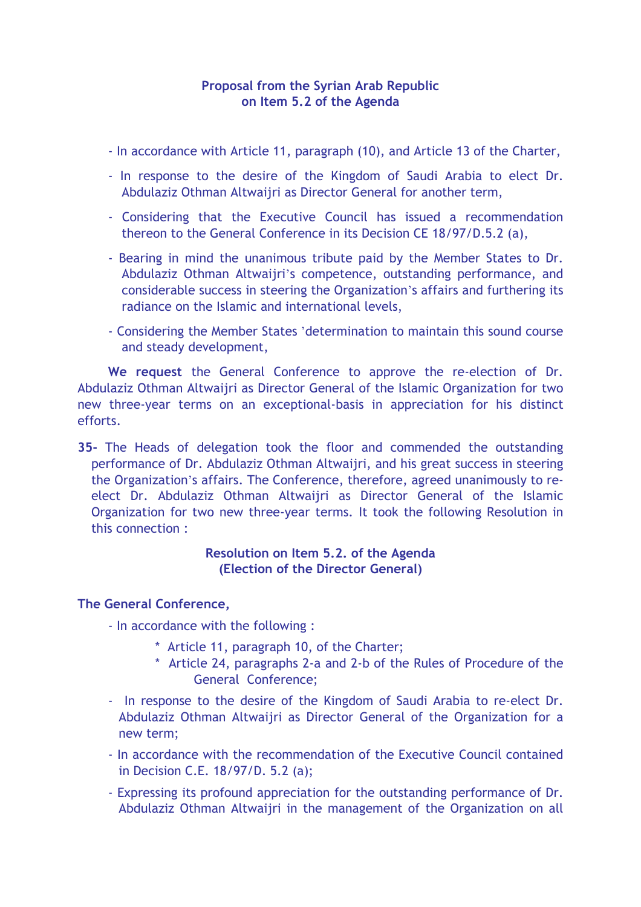**Proposal from the Syrian Arab Republic on Item 5.2 of the Agenda**

- In accordance with Article 11, paragraph (10), and Article 13 of the Charter,
- In response to the desire of the Kingdom of Saudi Arabia to elect Dr. Abdulaziz Othman Altwaijri as Director General for another term,
- Considering that the Executive Council has issued a recommendation thereon to the General Conference in its Decision CE 18/97/D.5.2 (a),
- Bearing in mind the unanimous tribute paid by the Member States to Dr. Abdulaziz Othman Altwaijri's competence, outstanding performance, and considerable success in steering the Organization's affairs and furthering its radiance on the Islamic and international levels,
- Considering the Member States 'determination to maintain this sound course and steady development,

**We request** the General Conference to approve the re-election of Dr. Abdulaziz Othman Altwaijri as Director General of the Islamic Organization for two new three-year terms on an exceptional-basis in appreciation for his distinct efforts.

**35-** The Heads of delegation took the floor and commended the outstanding performance of Dr. Abdulaziz Othman Altwaijri, and his great success in steering the Organization's affairs. The Conference, therefore, agreed unanimously to re-elect Dr. Abdulaziz Othman Altwaijri as Director General of the Islamic Organization for two new three-year terms. It took the following Resolution in this connection :

**Resolution on Item 5.2. of the Agenda (Election of the Director General)**

**The General Conference,**

- In accordance with the following :
  * Article 11, paragraph 10, of the Charter;
  * Article 24, paragraphs 2-a and 2-b of the Rules of Procedure of the General Conference;
- In response to the desire of the Kingdom of Saudi Arabia to re-elect Dr. Abdulaziz Othman Altwaijri as Director General of the Organization for a new term;
- In accordance with the recommendation of the Executive Council contained in Decision C.E. 18/97/D. 5.2 (a);
- Expressing its profound appreciation for the outstanding performance of Dr. Abdulaziz Othman Altwaijri in the management of the Organization on all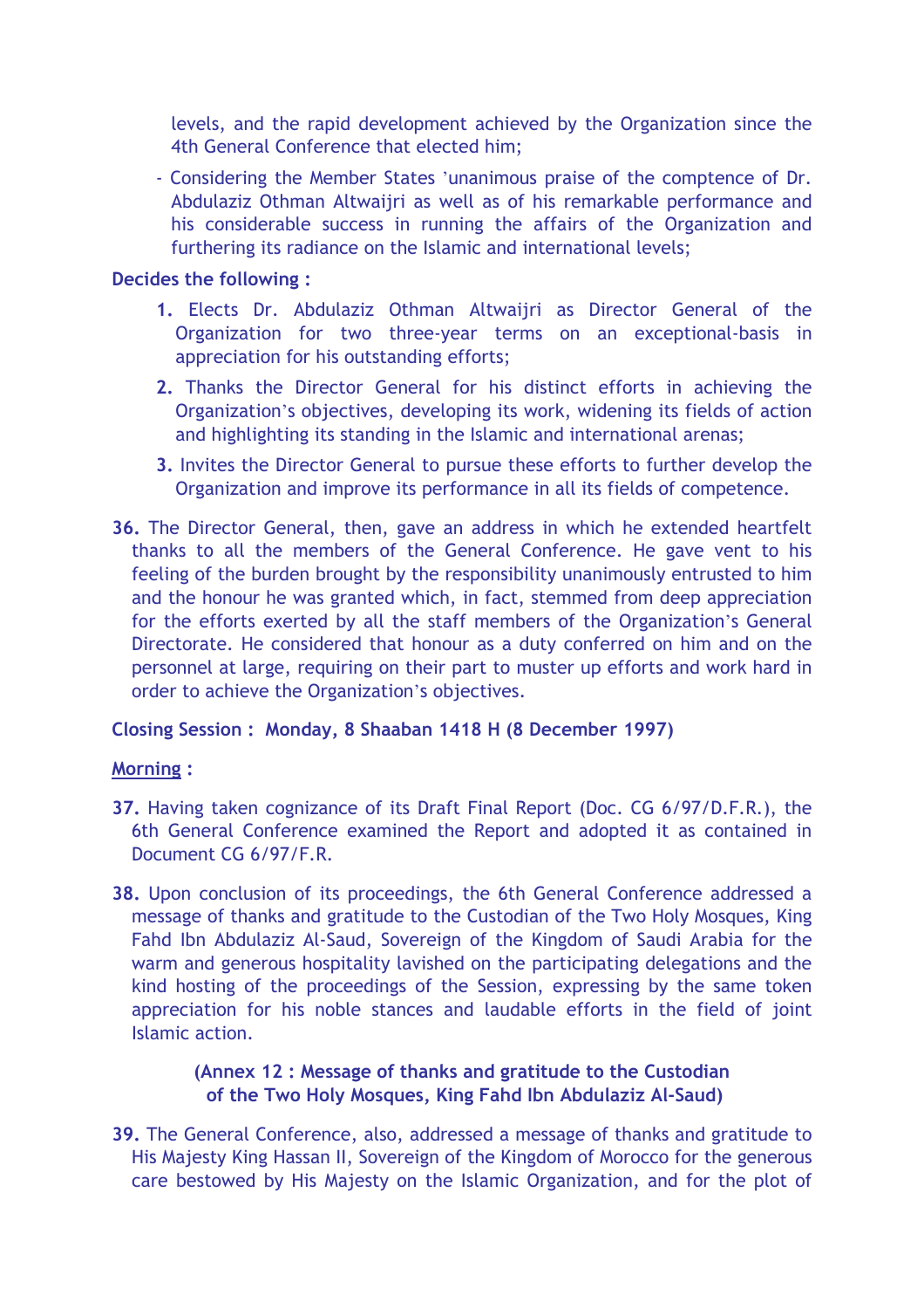levels, and the rapid development achieved by the Organization since the 4th General Conference that elected him;

- Considering the Member States 'unanimous praise of the comptence of Dr. Abdulaziz Othman Altwaijri as well as of his remarkable performance and his considerable success in running the affairs of the Organization and furthering its radiance on the Islamic and international levels;

**Decides the following :**

1. Elects Dr. Abdulaziz Othman Altwaijri as Director General of the Organization for two three-year terms on an exceptional-basis in appreciation for his outstanding efforts;
2. Thanks the Director General for his distinct efforts in achieving the Organization's objectives, developing its work, widening its fields of action and highlighting its standing in the Islamic and international arenas;
3. Invites the Director General to pursue these efforts to further develop the Organization and improve its performance in all its fields of competence.

**36.** The Director General, then, gave an address in which he extended heartfelt thanks to all the members of the General Conference. He gave vent to his feeling of the burden brought by the responsibility unanimously entrusted to him and the honour he was granted which, in fact, stemmed from deep appreciation for the efforts exerted by all the staff members of the Organization's General Directorate. He considered that honour as a duty conferred on him and on the personnel at large, requiring on their part to muster up efforts and work hard in order to achieve the Organization's objectives.

**Closing Session : Monday, 8 Shaaban 1418 H (8 December 1997)**

**Morning :**

**37.** Having taken cognizance of its Draft Final Report (Doc. CG 6/97/D.F.R.), the 6th General Conference examined the Report and adopted it as contained in Document CG 6/97/F.R.

**38.** Upon conclusion of its proceedings, the 6th General Conference addressed a message of thanks and gratitude to the Custodian of the Two Holy Mosques, King Fahd Ibn Abdulaziz Al-Saud, Sovereign of the Kingdom of Saudi Arabia for the warm and generous hospitality lavished on the participating delegations and the kind hosting of the proceedings of the Session, expressing by the same token appreciation for his noble stances and laudable efforts in the field of joint Islamic action.

**(Annex 12 : Message of thanks and gratitude to the Custodian of the Two Holy Mosques, King Fahd Ibn Abdulaziz Al-Saud)**

**39.** The General Conference, also, addressed a message of thanks and gratitude to His Majesty King Hassan II, Sovereign of the Kingdom of Morocco for the generous care bestowed by His Majesty on the Islamic Organization, and for the plot of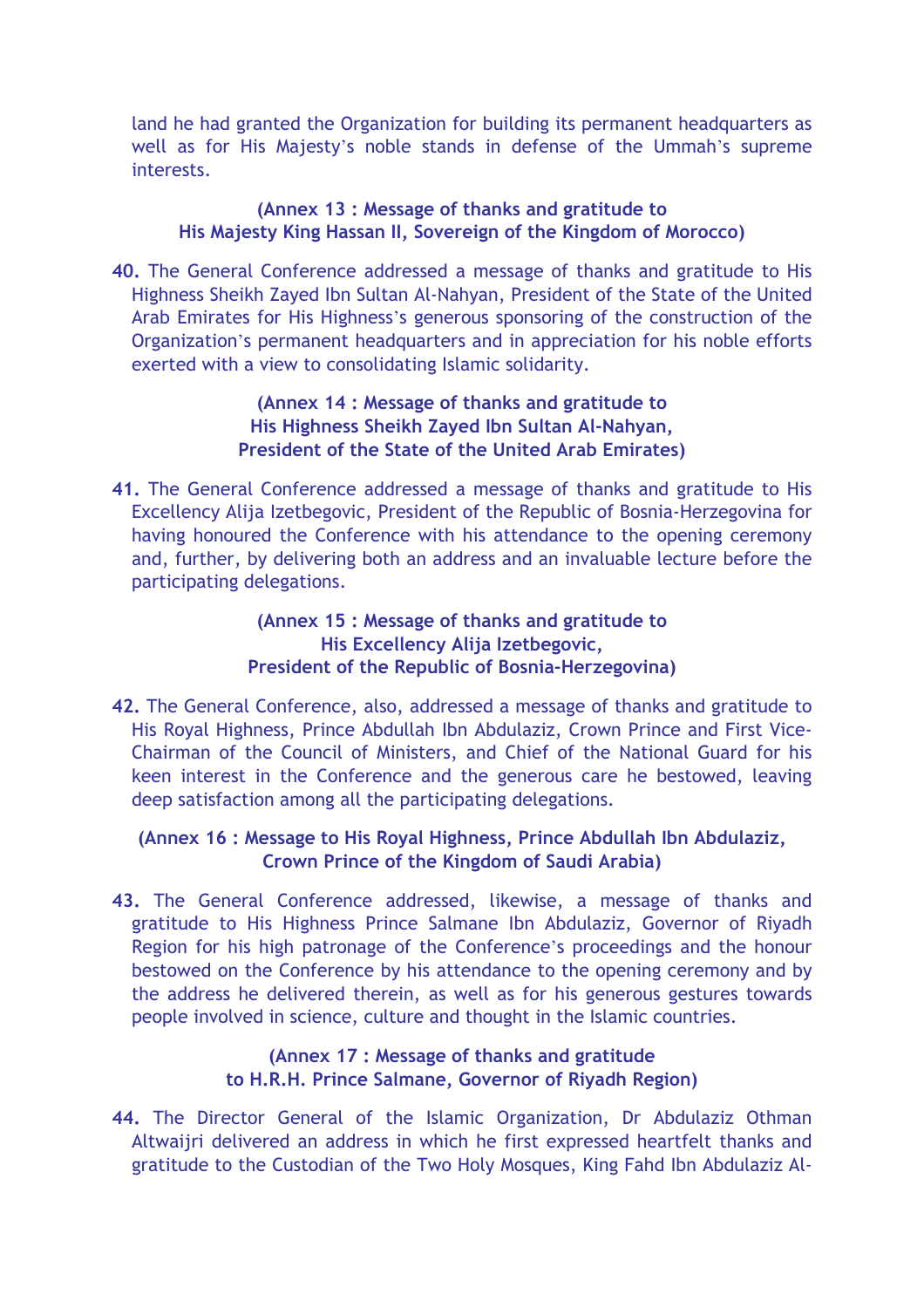land he had granted the Organization for building its permanent headquarters as well as for His Majesty's noble stands in defense of the Ummah's supreme interests.

**(Annex 13 : Message of thanks and gratitude to His Majesty King Hassan II, Sovereign of the Kingdom of Morocco)**

**40.** The General Conference addressed a message of thanks and gratitude to His Highness Sheikh Zayed Ibn Sultan Al-Nahyan, President of the State of the United Arab Emirates for His Highness's generous sponsoring of the construction of the Organization's permanent headquarters and in appreciation for his noble efforts exerted with a view to consolidating Islamic solidarity.

**(Annex 14 : Message of thanks and gratitude to His Highness Sheikh Zayed Ibn Sultan Al-Nahyan, President of the State of the United Arab Emirates)**

**41.** The General Conference addressed a message of thanks and gratitude to His Excellency Alija Izetbegovic, President of the Republic of Bosnia-Herzegovina for having honoured the Conference with his attendance to the opening ceremony and, further, by delivering both an address and an invaluable lecture before the participating delegations.

**(Annex 15 : Message of thanks and gratitude to His Excellency Alija Izetbegovic, President of the Republic of Bosnia-Herzegovina)**

**42.** The General Conference, also, addressed a message of thanks and gratitude to His Royal Highness, Prince Abdullah Ibn Abdulaziz, Crown Prince and First Vice-Chairman of the Council of Ministers, and Chief of the National Guard for his keen interest in the Conference and the generous care he bestowed, leaving deep satisfaction among all the participating delegations.

**(Annex 16 : Message to His Royal Highness, Prince Abdullah Ibn Abdulaziz, Crown Prince of the Kingdom of Saudi Arabia)**

**43.** The General Conference addressed, likewise, a message of thanks and gratitude to His Highness Prince Salmane Ibn Abdulaziz, Governor of Riyadh Region for his high patronage of the Conference's proceedings and the honour bestowed on the Conference by his attendance to the opening ceremony and by the address he delivered therein, as well as for his generous gestures towards people involved in science, culture and thought in the Islamic countries.

**(Annex 17 : Message of thanks and gratitude to H.R.H. Prince Salmane, Governor of Riyadh Region)**

**44.** The Director General of the Islamic Organization, Dr Abdulaziz Othman Altwaijri delivered an address in which he first expressed heartfelt thanks and gratitude to the Custodian of the Two Holy Mosques, King Fahd Ibn Abdulaziz Al-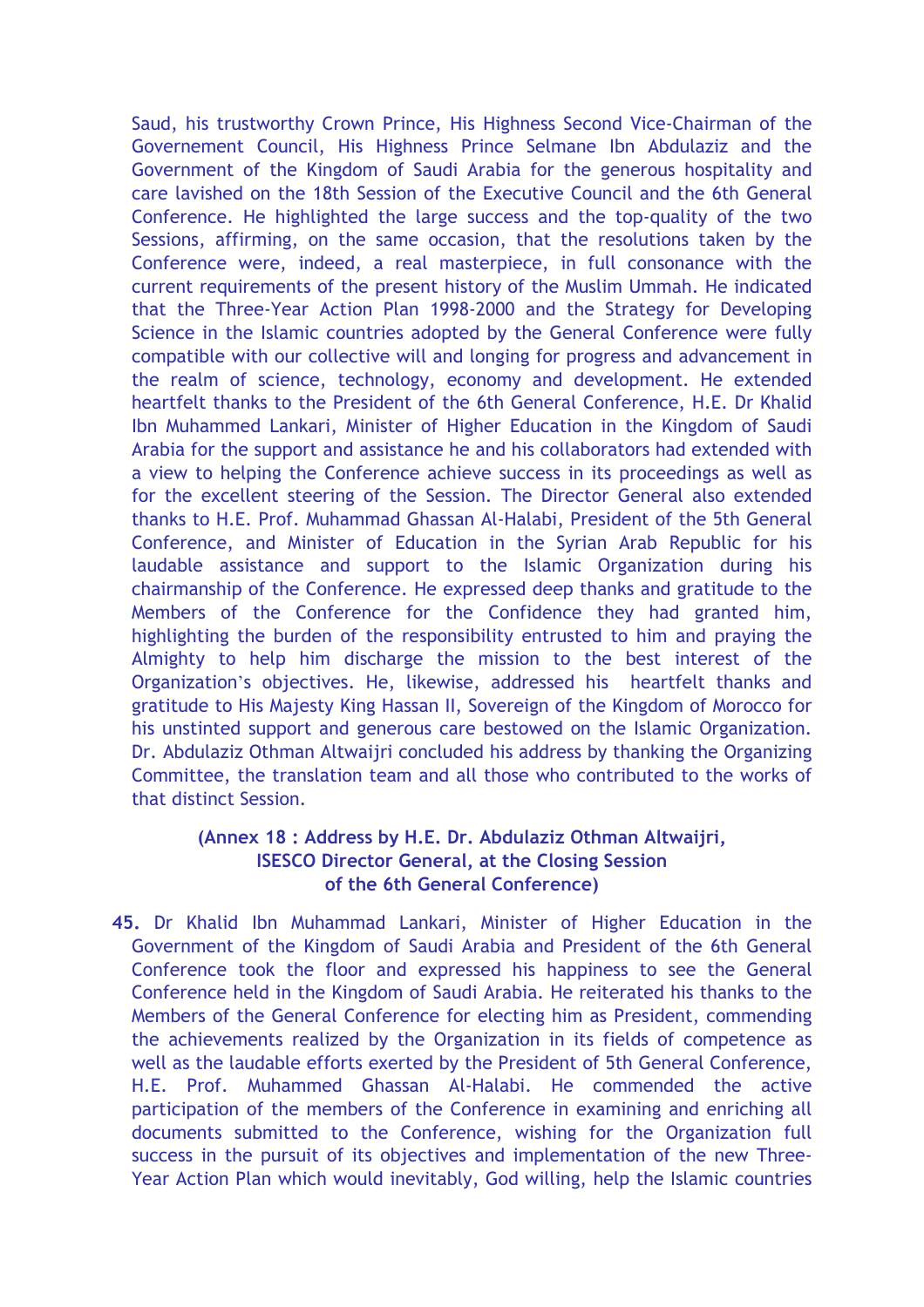Saud, his trustworthy Crown Prince, His Highness Second Vice-Chairman of the Governement Council, His Highness Prince Selmane Ibn Abdulaziz and the Government of the Kingdom of Saudi Arabia for the generous hospitality and care lavished on the 18th Session of the Executive Council and the 6th General Conference. He highlighted the large success and the top-quality of the two Sessions, affirming, on the same occasion, that the resolutions taken by the Conference were, indeed, a real masterpiece, in full consonance with the current requirements of the present history of the Muslim Ummah. He indicated that the Three-Year Action Plan 1998-2000 and the Strategy for Developing Science in the Islamic countries adopted by the General Conference were fully compatible with our collective will and longing for progress and advancement in the realm of science, technology, economy and development. He extended heartfelt thanks to the President of the 6th General Conference, H.E. Dr Khalid Ibn Muhammed Lankari, Minister of Higher Education in the Kingdom of Saudi Arabia for the support and assistance he and his collaborators had extended with a view to helping the Conference achieve success in its proceedings as well as for the excellent steering of the Session. The Director General also extended thanks to H.E. Prof. Muhammad Ghassan Al-Halabi, President of the 5th General Conference, and Minister of Education in the Syrian Arab Republic for his laudable assistance and support to the Islamic Organization during his chairmanship of the Conference. He expressed deep thanks and gratitude to the Members of the Conference for the Confidence they had granted him, highlighting the burden of the responsibility entrusted to him and praying the Almighty to help him discharge the mission to the best interest of the Organization's objectives. He, likewise, addressed his heartfelt thanks and gratitude to His Majesty King Hassan II, Sovereign of the Kingdom of Morocco for his unstinted support and generous care bestowed on the Islamic Organization. Dr. Abdulaziz Othman Altwaijri concluded his address by thanking the Organizing Committee, the translation team and all those who contributed to the works of that distinct Session.

**(Annex 18 : Address by H.E. Dr. Abdulaziz Othman Altwaijri, ISESCO Director General, at the Closing Session of the 6th General Conference)**

**45.** Dr Khalid Ibn Muhammad Lankari, Minister of Higher Education in the Government of the Kingdom of Saudi Arabia and President of the 6th General Conference took the floor and expressed his happiness to see the General Conference held in the Kingdom of Saudi Arabia. He reiterated his thanks to the Members of the General Conference for electing him as President, commending the achievements realized by the Organization in its fields of competence as well as the laudable efforts exerted by the President of 5th General Conference, H.E. Prof. Muhammed Ghassan Al-Halabi. He commended the active participation of the members of the Conference in examining and enriching all documents submitted to the Conference, wishing for the Organization full success in the pursuit of its objectives and implementation of the new Three-Year Action Plan which would inevitably, God willing, help the Islamic countries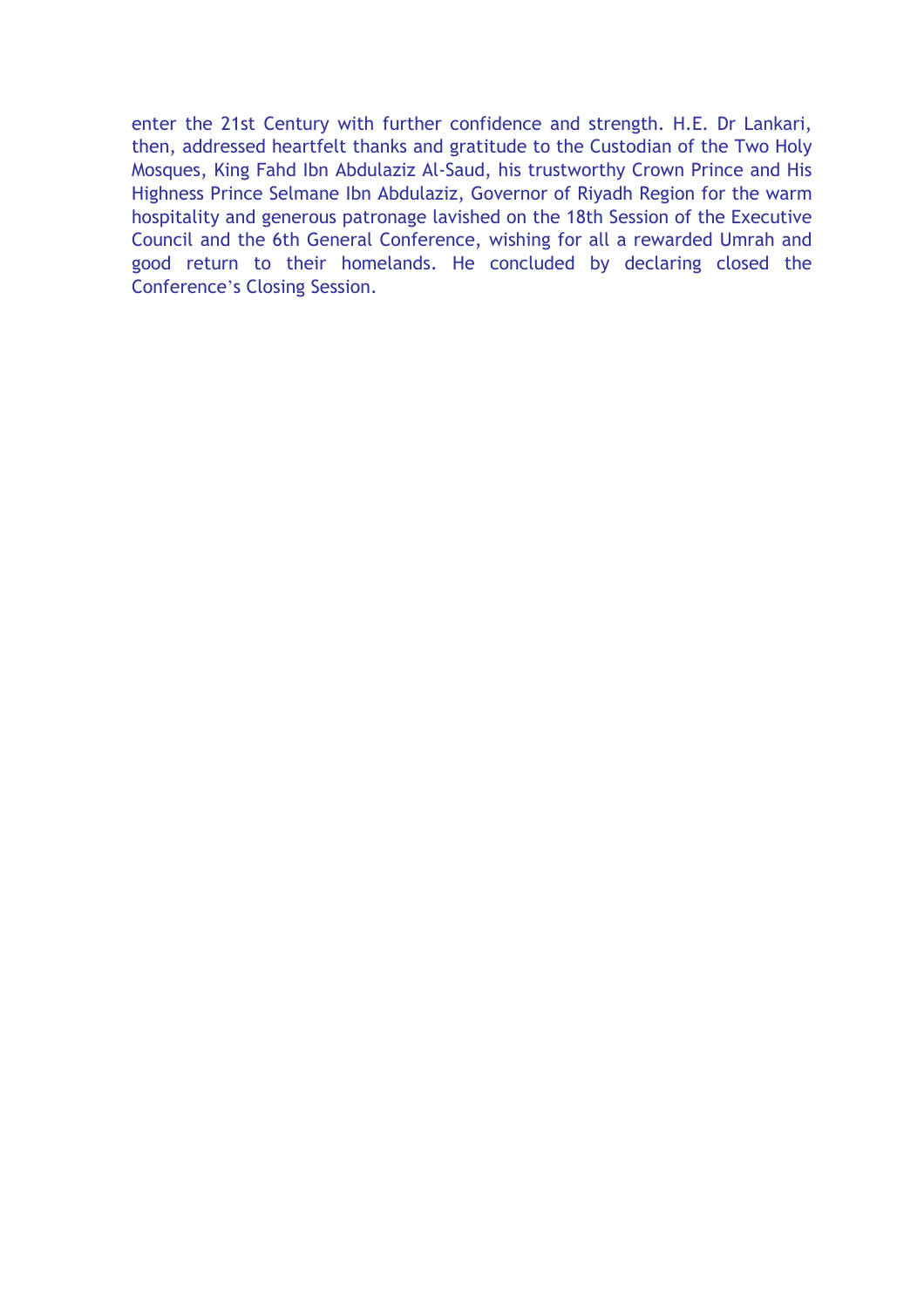enter the 21st Century with further confidence and strength. H.E. Dr Lankari, then, addressed heartfelt thanks and gratitude to the Custodian of the Two Holy Mosques, King Fahd Ibn Abdulaziz Al-Saud, his trustworthy Crown Prince and His Highness Prince Selmane Ibn Abdulaziz, Governor of Riyadh Region for the warm hospitality and generous patronage lavished on the 18th Session of the Executive Council and the 6th General Conference, wishing for all a rewarded Umrah and good return to their homelands. He concluded by declaring closed the Conference's Closing Session.